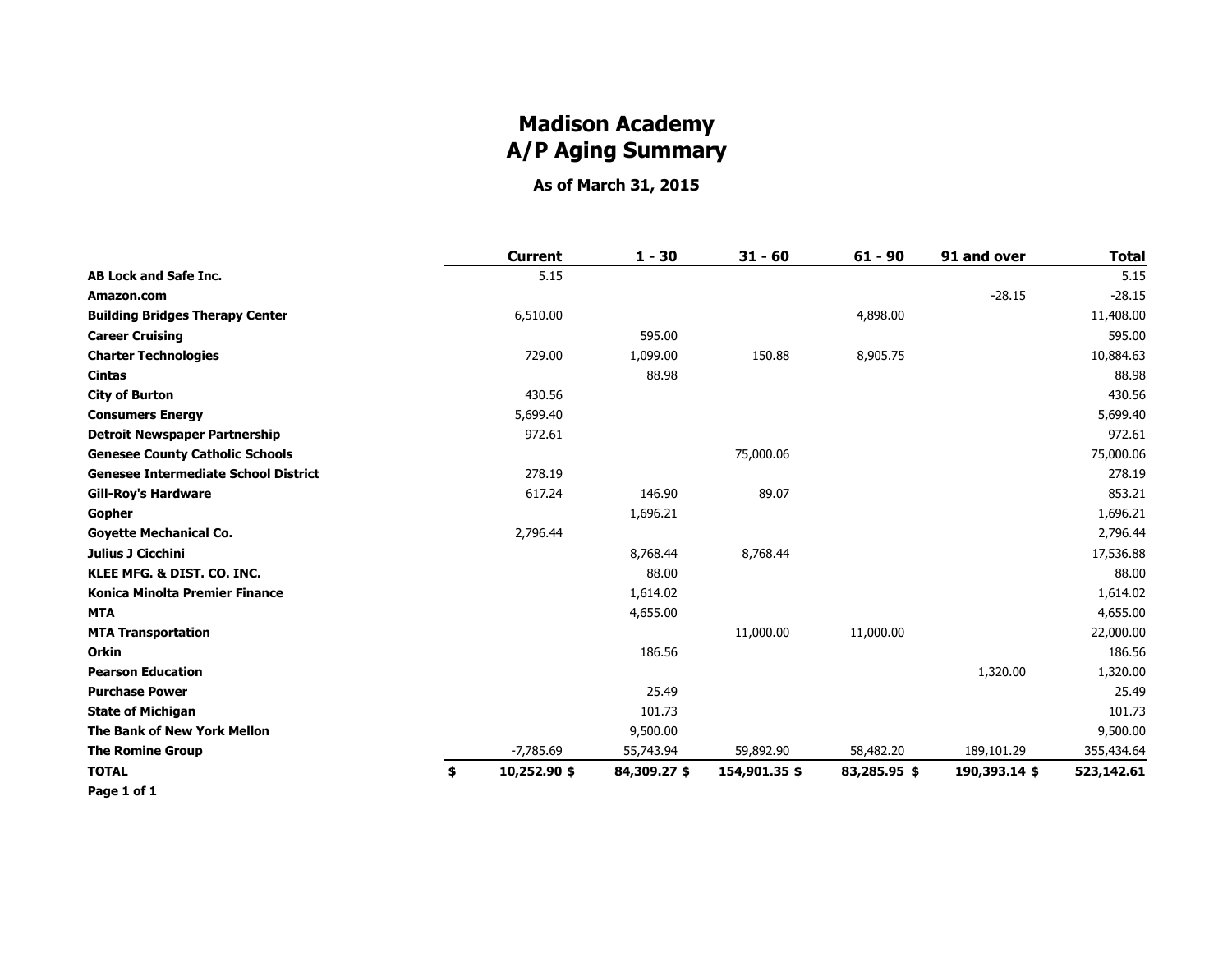# Madison Academy
## A/P Aging Summary

**As of March 31, 2015**

| | Current | 1 - 30 | 31 - 60 | 61 - 90 | 91 and over | Total |
|---|---|---|---|---|---|---|
| **AB Lock and Safe Inc.** | 5.15 | | | | | 5.15 |
| **Amazon.com** | | | | | -28.15 | -28.15 |
| **Building Bridges Therapy Center** | 6,510.00 | | | 4,898.00 | | 11,408.00 |
| **Career Cruising** | | 595.00 | | | | 595.00 |
| **Charter Technologies** | 729.00 | 1,099.00 | 150.88 | 8,905.75 | | 10,884.63 |
| **Cintas** | | 88.98 | | | | 88.98 |
| **City of Burton** | 430.56 | | | | | 430.56 |
| **Consumers Energy** | 5,699.40 | | | | | 5,699.40 |
| **Detroit Newspaper Partnership** | 972.61 | | | | | 972.61 |
| **Genesee County Catholic Schools** | | | 75,000.06 | | | 75,000.06 |
| **Genesee Intermediate School District** | 278.19 | | | | | 278.19 |
| **Gill-Roy's Hardware** | 617.24 | 146.90 | 89.07 | | | 853.21 |
| **Gopher** | | 1,696.21 | | | | 1,696.21 |
| **Goyette Mechanical Co.** | 2,796.44 | | | | | 2,796.44 |
| **Julius J Cicchini** | | 8,768.44 | 8,768.44 | | | 17,536.88 |
| **KLEE MFG. & DIST. CO. INC.** | | 88.00 | | | | 88.00 |
| **Konica Minolta Premier Finance** | | 1,614.02 | | | | 1,614.02 |
| **MTA** | | 4,655.00 | | | | 4,655.00 |
| **MTA Transportation** | | | 11,000.00 | 11,000.00 | | 22,000.00 |
| **Orkin** | | 186.56 | | | | 186.56 |
| **Pearson Education** | | | | | 1,320.00 | 1,320.00 |
| **Purchase Power** | | 25.49 | | | | 25.49 |
| **State of Michigan** | | 101.73 | | | | 101.73 |
| **The Bank of New York Mellon** | | 9,500.00 | | | | 9,500.00 |
| **The Romine Group** | -7,785.69 | 55,743.94 | 59,892.90 | 58,482.20 | 189,101.29 | 355,434.64 |
| **TOTAL** | **$ 10,252.90** | **$ 84,309.27** | **$ 154,901.35** | **$ 83,285.95** | **$ 190,393.14** | **$ 523,142.61** |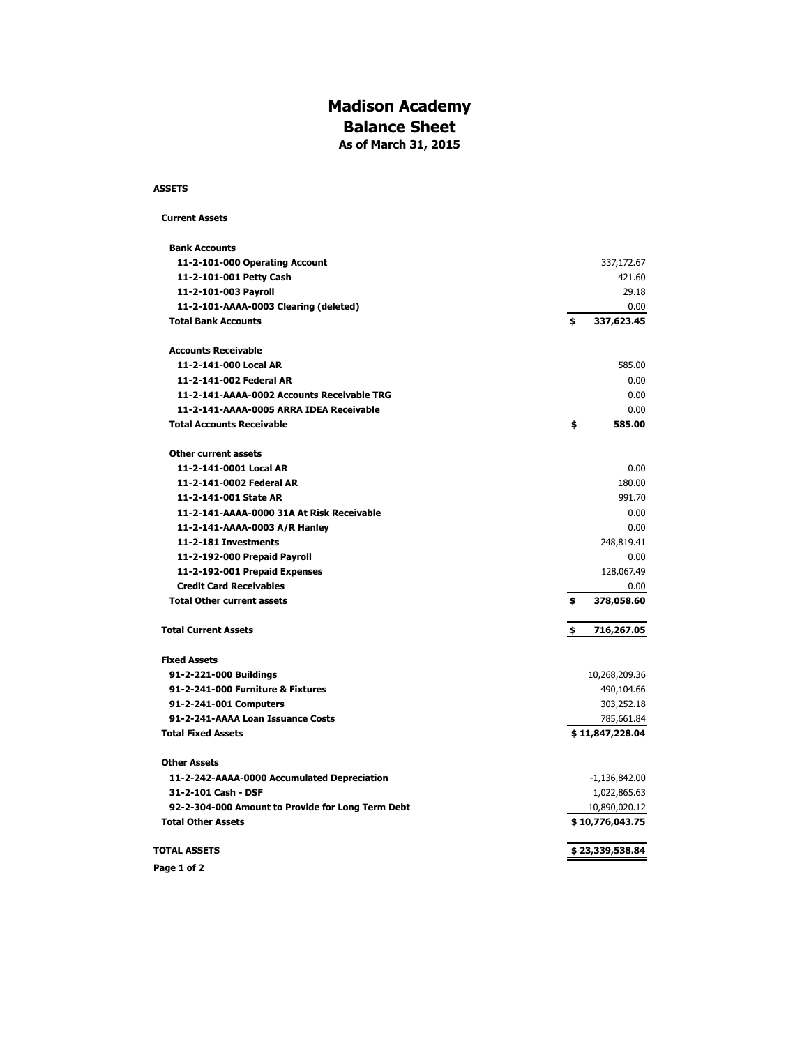# Madison Academy
## Balance Sheet
### As of March 31, 2015

| | |
|---|---|
| **ASSETS** | |
| **Current Assets** | |
| **Bank Accounts** | |
| **11-2-101-000 Operating Account** | 337,172.67 |
| **11-2-101-001 Petty Cash** | 421.60 |
| **11-2-101-003 Payroll** | 29.18 |
| **11-2-101-AAAA-0003 Clearing (deleted)** | 0.00 |
| **Total Bank Accounts** | **$ 337,623.45** |
| **Accounts Receivable** | |
| **11-2-141-000 Local AR** | 585.00 |
| **11-2-141-002 Federal AR** | 0.00 |
| **11-2-141-AAAA-0002 Accounts Receivable TRG** | 0.00 |
| **11-2-141-AAAA-0005 ARRA IDEA Receivable** | 0.00 |
| **Total Accounts Receivable** | **$ 585.00** |
| **Other current assets** | |
| **11-2-141-0001 Local AR** | 0.00 |
| **11-2-141-0002 Federal AR** | 180.00 |
| **11-2-141-001 State AR** | 991.70 |
| **11-2-141-AAAA-0000 31A At Risk Receivable** | 0.00 |
| **11-2-141-AAAA-0003 A/R Hanley** | 0.00 |
| **11-2-181 Investments** | 248,819.41 |
| **11-2-192-000 Prepaid Payroll** | 0.00 |
| **11-2-192-001 Prepaid Expenses** | 128,067.49 |
| **Credit Card Receivables** | 0.00 |
| **Total Other current assets** | **$ 378,058.60** |
| **Total Current Assets** | **$ 716,267.05** |
| **Fixed Assets** | |
| **91-2-221-000 Buildings** | 10,268,209.36 |
| **91-2-241-000 Furniture & Fixtures** | 490,104.66 |
| **91-2-241-001 Computers** | 303,252.18 |
| **91-2-241-AAAA Loan Issuance Costs** | 785,661.84 |
| **Total Fixed Assets** | **$ 11,847,228.04** |
| **Other Assets** | |
| **11-2-242-AAAA-0000 Accumulated Depreciation** | -1,136,842.00 |
| **31-2-101 Cash - DSF** | 1,022,865.63 |
| **92-2-304-000 Amount to Provide for Long Term Debt** | 10,890,020.12 |
| **Total Other Assets** | **$ 10,776,043.75** |
| **TOTAL ASSETS** | **$ 23,339,538.84** |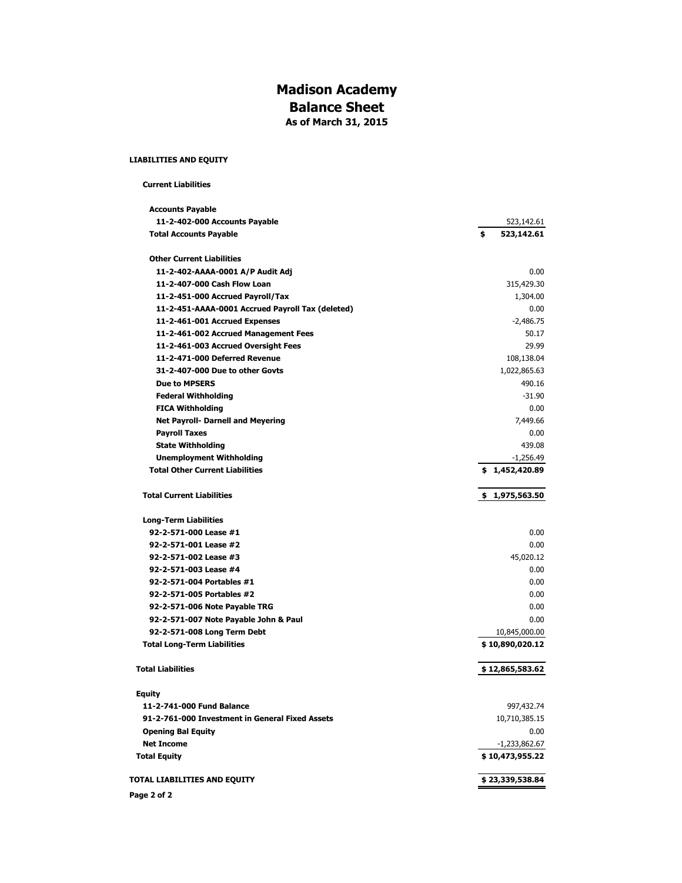# Madison Academy
## Balance Sheet
### As of March 31, 2015

**LIABILITIES AND EQUITY**

| Account | Amount |
|---|---|
| **Current Liabilities** | |
| **Accounts Payable** | |
| **11-2-402-000 Accounts Payable** | 523,142.61 |
| **Total Accounts Payable** | **$ 523,142.61** |
| **Other Current Liabilities** | |
| **11-2-402-AAAA-0001 A/P Audit Adj** | 0.00 |
| **11-2-407-000 Cash Flow Loan** | 315,429.30 |
| **11-2-451-000 Accrued Payroll/Tax** | 1,304.00 |
| **11-2-451-AAAA-0001 Accrued Payroll Tax (deleted)** | 0.00 |
| **11-2-461-001 Accrued Expenses** | -2,486.75 |
| **11-2-461-002 Accrued Management Fees** | 50.17 |
| **11-2-461-003 Accrued Oversight Fees** | 29.99 |
| **11-2-471-000 Deferred Revenue** | 108,138.04 |
| **31-2-407-000 Due to other Govts** | 1,022,865.63 |
| **Due to MPSERS** | 490.16 |
| **Federal Withholding** | -31.90 |
| **FICA Withholding** | 0.00 |
| **Net Payroll- Darnell and Meyering** | 7,449.66 |
| **Payroll Taxes** | 0.00 |
| **State Withholding** | 439.08 |
| **Unemployment Withholding** | -1,256.49 |
| **Total Other Current Liabilities** | **$ 1,452,420.89** |
| **Total Current Liabilities** | **$ 1,975,563.50** |
| **Long-Term Liabilities** | |
| **92-2-571-000 Lease #1** | 0.00 |
| **92-2-571-001 Lease #2** | 0.00 |
| **92-2-571-002 Lease #3** | 45,020.12 |
| **92-2-571-003 Lease #4** | 0.00 |
| **92-2-571-004 Portables #1** | 0.00 |
| **92-2-571-005 Portables #2** | 0.00 |
| **92-2-571-006 Note Payable TRG** | 0.00 |
| **92-2-571-007 Note Payable John & Paul** | 0.00 |
| **92-2-571-008 Long Term Debt** | 10,845,000.00 |
| **Total Long-Term Liabilities** | **$ 10,890,020.12** |
| **Total Liabilities** | **$ 12,865,583.62** |
| **Equity** | |
| **11-2-741-000 Fund Balance** | 997,432.74 |
| **91-2-761-000 Investment in General Fixed Assets** | 10,710,385.15 |
| **Opening Bal Equity** | 0.00 |
| **Net Income** | -1,233,862.67 |
| **Total Equity** | **$ 10,473,955.22** |
| **TOTAL LIABILITIES AND EQUITY** | **$ 23,339,538.84** |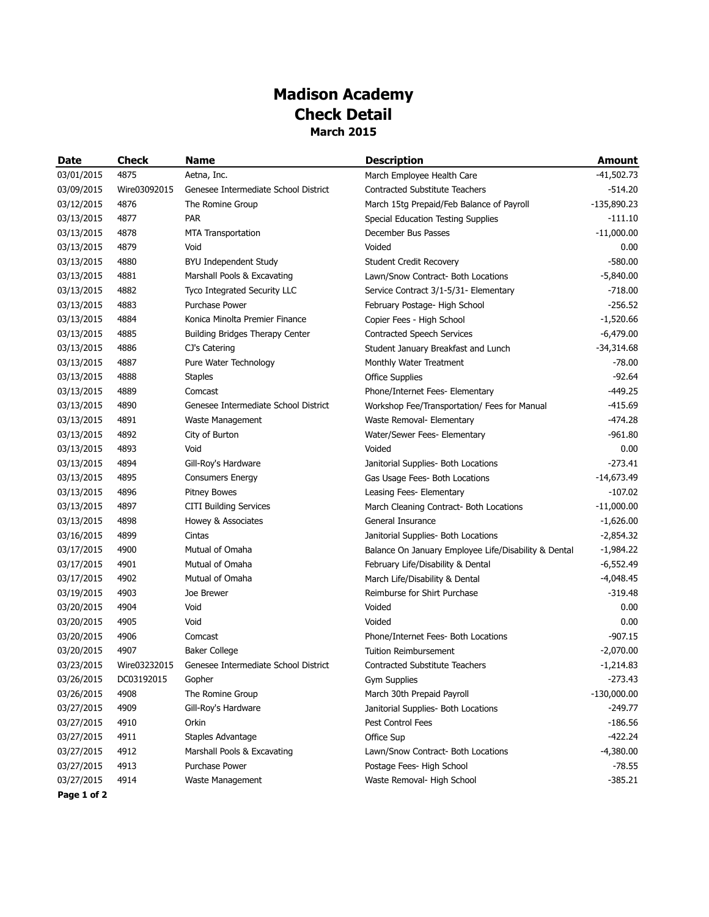# Madison Academy
## Check Detail
### March 2015

| Date | Check | Name | Description | Amount |
|---|---|---|---|---|
| 03/01/2015 | 4875 | Aetna, Inc. | March Employee Health Care | -41,502.73 |
| 03/09/2015 | Wire03092015 | Genesee Intermediate School District | Contracted Substitute Teachers | -514.20 |
| 03/12/2015 | 4876 | The Romine Group | March 15tg Prepaid/Feb Balance of Payroll | -135,890.23 |
| 03/13/2015 | 4877 | PAR | Special Education Testing Supplies | -111.10 |
| 03/13/2015 | 4878 | MTA Transportation | December Bus Passes | -11,000.00 |
| 03/13/2015 | 4879 | Void | Voided | 0.00 |
| 03/13/2015 | 4880 | BYU Independent Study | Student Credit Recovery | -580.00 |
| 03/13/2015 | 4881 | Marshall Pools & Excavating | Lawn/Snow Contract- Both Locations | -5,840.00 |
| 03/13/2015 | 4882 | Tyco Integrated Security LLC | Service Contract 3/1-5/31- Elementary | -718.00 |
| 03/13/2015 | 4883 | Purchase Power | February Postage- High School | -256.52 |
| 03/13/2015 | 4884 | Konica Minolta Premier Finance | Copier Fees - High School | -1,520.66 |
| 03/13/2015 | 4885 | Building Bridges Therapy Center | Contracted Speech Services | -6,479.00 |
| 03/13/2015 | 4886 | CJ's Catering | Student January Breakfast and Lunch | -34,314.68 |
| 03/13/2015 | 4887 | Pure Water Technology | Monthly Water Treatment | -78.00 |
| 03/13/2015 | 4888 | Staples | Office Supplies | -92.64 |
| 03/13/2015 | 4889 | Comcast | Phone/Internet Fees- Elementary | -449.25 |
| 03/13/2015 | 4890 | Genesee Intermediate School District | Workshop Fee/Transportation/ Fees for Manual | -415.69 |
| 03/13/2015 | 4891 | Waste Management | Waste Removal- Elementary | -474.28 |
| 03/13/2015 | 4892 | City of Burton | Water/Sewer Fees- Elementary | -961.80 |
| 03/13/2015 | 4893 | Void | Voided | 0.00 |
| 03/13/2015 | 4894 | Gill-Roy's Hardware | Janitorial Supplies- Both Locations | -273.41 |
| 03/13/2015 | 4895 | Consumers Energy | Gas Usage Fees- Both Locations | -14,673.49 |
| 03/13/2015 | 4896 | Pitney Bowes | Leasing Fees- Elementary | -107.02 |
| 03/13/2015 | 4897 | CITI Building Services | March Cleaning Contract- Both Locations | -11,000.00 |
| 03/13/2015 | 4898 | Howey & Associates | General Insurance | -1,626.00 |
| 03/16/2015 | 4899 | Cintas | Janitorial Supplies- Both Locations | -2,854.32 |
| 03/17/2015 | 4900 | Mutual of Omaha | Balance On January Employee Life/Disability & Dental | -1,984.22 |
| 03/17/2015 | 4901 | Mutual of Omaha | February Life/Disability & Dental | -6,552.49 |
| 03/17/2015 | 4902 | Mutual of Omaha | March Life/Disability & Dental | -4,048.45 |
| 03/19/2015 | 4903 | Joe Brewer | Reimburse for Shirt Purchase | -319.48 |
| 03/20/2015 | 4904 | Void | Voided | 0.00 |
| 03/20/2015 | 4905 | Void | Voided | 0.00 |
| 03/20/2015 | 4906 | Comcast | Phone/Internet Fees- Both Locations | -907.15 |
| 03/20/2015 | 4907 | Baker College | Tuition Reimbursement | -2,070.00 |
| 03/23/2015 | Wire03232015 | Genesee Intermediate School District | Contracted Substitute Teachers | -1,214.83 |
| 03/26/2015 | DC03192015 | Gopher | Gym Supplies | -273.43 |
| 03/26/2015 | 4908 | The Romine Group | March 30th Prepaid Payroll | -130,000.00 |
| 03/27/2015 | 4909 | Gill-Roy's Hardware | Janitorial Supplies- Both Locations | -249.77 |
| 03/27/2015 | 4910 | Orkin | Pest Control Fees | -186.56 |
| 03/27/2015 | 4911 | Staples Advantage | Office Sup | -422.24 |
| 03/27/2015 | 4912 | Marshall Pools & Excavating | Lawn/Snow Contract- Both Locations | -4,380.00 |
| 03/27/2015 | 4913 | Purchase Power | Postage Fees- High School | -78.55 |
| 03/27/2015 | 4914 | Waste Management | Waste Removal- High School | -385.21 |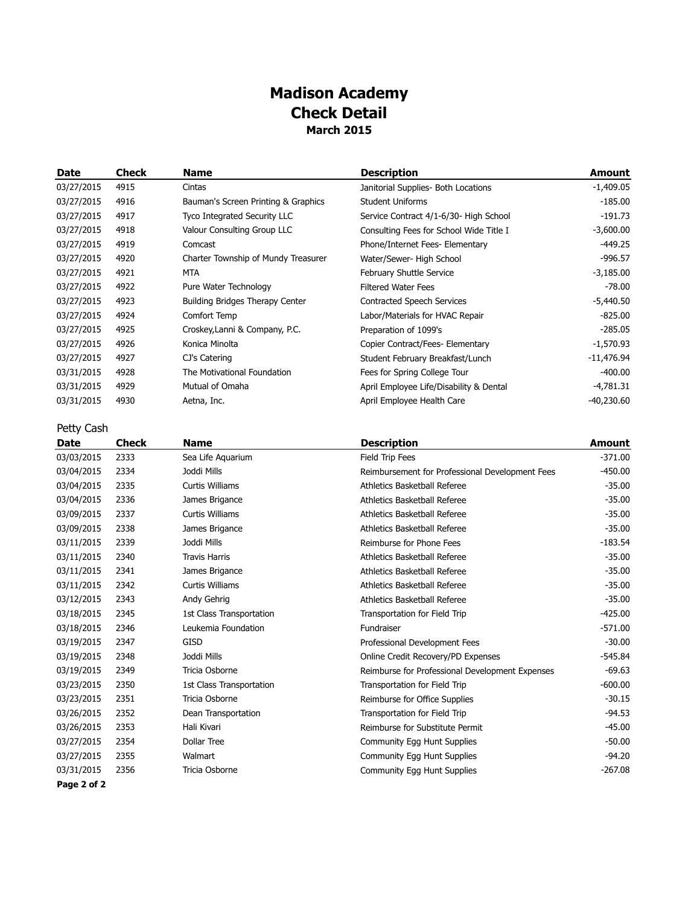# Madison Academy
## Check Detail
### March 2015

| Date | Check | Name | Description | Amount |
|---|---|---|---|---|
| 03/27/2015 | 4915 | Cintas | Janitorial Supplies- Both Locations | -1,409.05 |
| 03/27/2015 | 4916 | Bauman's Screen Printing & Graphics | Student Uniforms | -185.00 |
| 03/27/2015 | 4917 | Tyco Integrated Security LLC | Service Contract 4/1-6/30- High School | -191.73 |
| 03/27/2015 | 4918 | Valour Consulting Group LLC | Consulting Fees for School Wide Title I | -3,600.00 |
| 03/27/2015 | 4919 | Comcast | Phone/Internet Fees- Elementary | -449.25 |
| 03/27/2015 | 4920 | Charter Township of Mundy Treasurer | Water/Sewer- High School | -996.57 |
| 03/27/2015 | 4921 | MTA | February Shuttle Service | -3,185.00 |
| 03/27/2015 | 4922 | Pure Water Technology | Filtered Water Fees | -78.00 |
| 03/27/2015 | 4923 | Building Bridges Therapy Center | Contracted Speech Services | -5,440.50 |
| 03/27/2015 | 4924 | Comfort Temp | Labor/Materials for HVAC Repair | -825.00 |
| 03/27/2015 | 4925 | Croskey,Lanni & Company, P.C. | Preparation of 1099's | -285.05 |
| 03/27/2015 | 4926 | Konica Minolta | Copier Contract/Fees- Elementary | -1,570.93 |
| 03/27/2015 | 4927 | CJ's Catering | Student February Breakfast/Lunch | -11,476.94 |
| 03/31/2015 | 4928 | The Motivational Foundation | Fees for Spring College Tour | -400.00 |
| 03/31/2015 | 4929 | Mutual of Omaha | April Employee Life/Disability & Dental | -4,781.31 |
| 03/31/2015 | 4930 | Aetna, Inc. | April Employee Health Care | -40,230.60 |

Petty Cash

| Date | Check | Name | Description | Amount |
|---|---|---|---|---|
| 03/03/2015 | 2333 | Sea Life Aquarium | Field Trip Fees | -371.00 |
| 03/04/2015 | 2334 | Joddi Mills | Reimbursement for Professional Development Fees | -450.00 |
| 03/04/2015 | 2335 | Curtis Williams | Athletics Basketball Referee | -35.00 |
| 03/04/2015 | 2336 | James Brigance | Athletics Basketball Referee | -35.00 |
| 03/09/2015 | 2337 | Curtis Williams | Athletics Basketball Referee | -35.00 |
| 03/09/2015 | 2338 | James Brigance | Athletics Basketball Referee | -35.00 |
| 03/11/2015 | 2339 | Joddi Mills | Reimburse for Phone Fees | -183.54 |
| 03/11/2015 | 2340 | Travis Harris | Athletics Basketball Referee | -35.00 |
| 03/11/2015 | 2341 | James Brigance | Athletics Basketball Referee | -35.00 |
| 03/11/2015 | 2342 | Curtis Williams | Athletics Basketball Referee | -35.00 |
| 03/12/2015 | 2343 | Andy Gehrig | Athletics Basketball Referee | -35.00 |
| 03/18/2015 | 2345 | 1st Class Transportation | Transportation for Field Trip | -425.00 |
| 03/18/2015 | 2346 | Leukemia Foundation | Fundraiser | -571.00 |
| 03/19/2015 | 2347 | GISD | Professional Development Fees | -30.00 |
| 03/19/2015 | 2348 | Joddi Mills | Online Credit Recovery/PD Expenses | -545.84 |
| 03/19/2015 | 2349 | Tricia Osborne | Reimburse for Professional Development Expenses | -69.63 |
| 03/23/2015 | 2350 | 1st Class Transportation | Transportation for Field Trip | -600.00 |
| 03/23/2015 | 2351 | Tricia Osborne | Reimburse for Office Supplies | -30.15 |
| 03/26/2015 | 2352 | Dean Transportation | Transportation for Field Trip | -94.53 |
| 03/26/2015 | 2353 | Hali Kivari | Reimburse for Substitute Permit | -45.00 |
| 03/27/2015 | 2354 | Dollar Tree | Community Egg Hunt Supplies | -50.00 |
| 03/27/2015 | 2355 | Walmart | Community Egg Hunt Supplies | -94.20 |
| 03/31/2015 | 2356 | Tricia Osborne | Community Egg Hunt Supplies | -267.08 |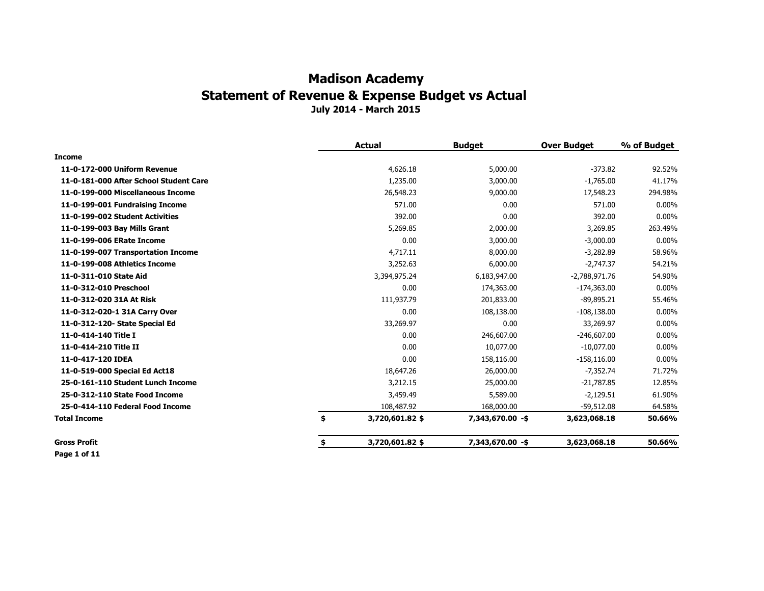# Madison Academy

## Statement of Revenue & Expense Budget vs Actual

### July 2014 - March 2015

| | Actual | Budget | Over Budget | % of Budget |
|---|---|---|---|---|
| **Income** | | | | |
| **11-0-172-000 Uniform Revenue** | 4,626.18 | 5,000.00 | -373.82 | 92.52% |
| **11-0-181-000 After School Student Care** | 1,235.00 | 3,000.00 | -1,765.00 | 41.17% |
| **11-0-199-000 Miscellaneous Income** | 26,548.23 | 9,000.00 | 17,548.23 | 294.98% |
| **11-0-199-001 Fundraising Income** | 571.00 | 0.00 | 571.00 | 0.00% |
| **11-0-199-002 Student Activities** | 392.00 | 0.00 | 392.00 | 0.00% |
| **11-0-199-003 Bay Mills Grant** | 5,269.85 | 2,000.00 | 3,269.85 | 263.49% |
| **11-0-199-006 ERate Income** | 0.00 | 3,000.00 | -3,000.00 | 0.00% |
| **11-0-199-007 Transportation Income** | 4,717.11 | 8,000.00 | -3,282.89 | 58.96% |
| **11-0-199-008 Athletics Income** | 3,252.63 | 6,000.00 | -2,747.37 | 54.21% |
| **11-0-311-010 State Aid** | 3,394,975.24 | 6,183,947.00 | -2,788,971.76 | 54.90% |
| **11-0-312-010 Preschool** | 0.00 | 174,363.00 | -174,363.00 | 0.00% |
| **11-0-312-020 31A At Risk** | 111,937.79 | 201,833.00 | -89,895.21 | 55.46% |
| **11-0-312-020-1 31A Carry Over** | 0.00 | 108,138.00 | -108,138.00 | 0.00% |
| **11-0-312-120- State Special Ed** | 33,269.97 | 0.00 | 33,269.97 | 0.00% |
| **11-0-414-140 Title I** | 0.00 | 246,607.00 | -246,607.00 | 0.00% |
| **11-0-414-210 Title II** | 0.00 | 10,077.00 | -10,077.00 | 0.00% |
| **11-0-417-120 IDEA** | 0.00 | 158,116.00 | -158,116.00 | 0.00% |
| **11-0-519-000 Special Ed Act18** | 18,647.26 | 26,000.00 | -7,352.74 | 71.72% |
| **25-0-161-110 Student Lunch Income** | 3,212.15 | 25,000.00 | -21,787.85 | 12.85% |
| **25-0-312-110 State Food Income** | 3,459.49 | 5,589.00 | -2,129.51 | 61.90% |
| **25-0-414-110 Federal Food Income** | 108,487.92 | 168,000.00 | -59,512.08 | 64.58% |
| **Total Income** | **$ 3,720,601.82** | **$ 7,343,670.00** | **-$ 3,623,068.18** | **50.66%** |
| **Gross Profit** | **$ 3,720,601.82** | **$ 7,343,670.00** | **-$ 3,623,068.18** | **50.66%** |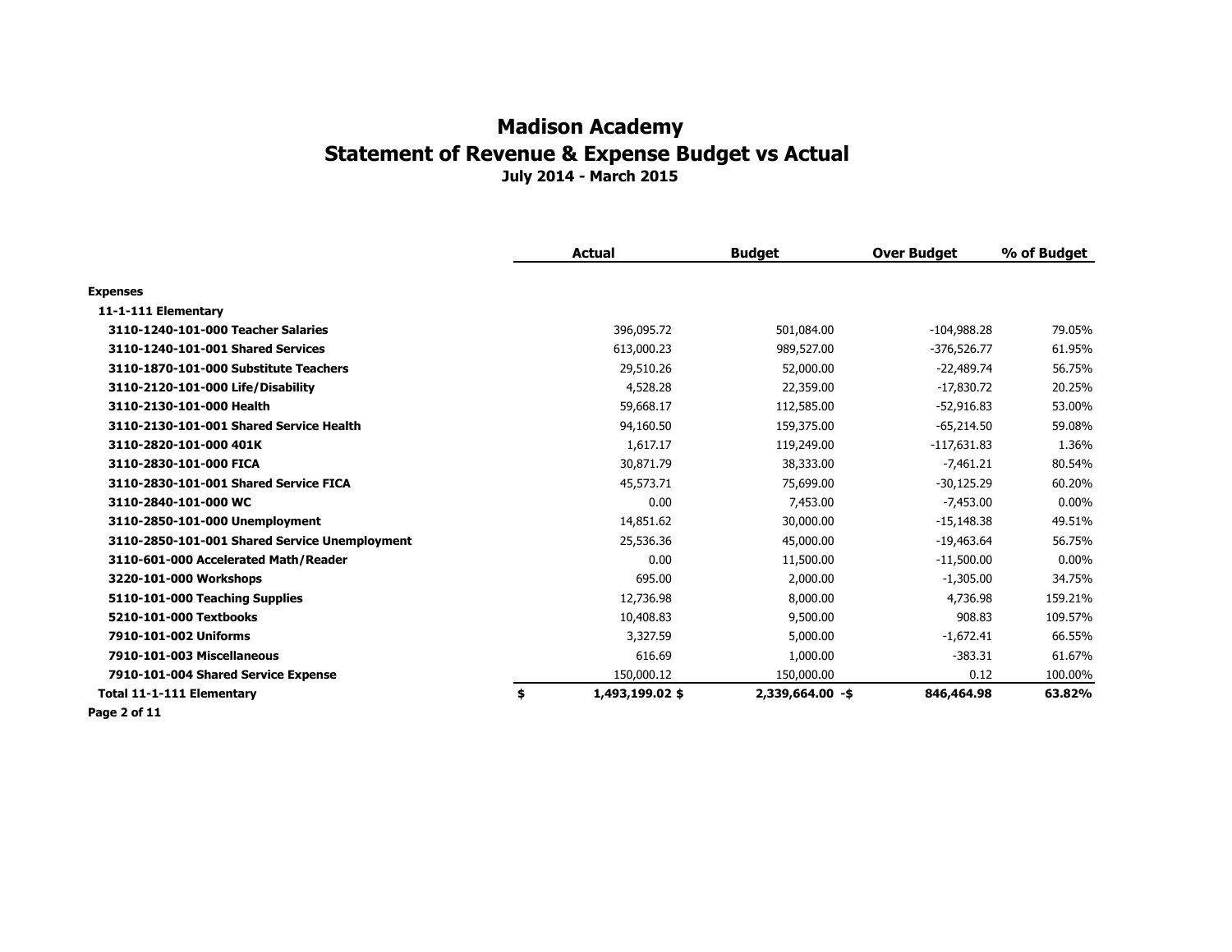# Madison Academy
## Statement of Revenue & Expense Budget vs Actual
### July 2014 - March 2015

| | Actual | Budget | Over Budget | % of Budget |
|---|---|---|---|---|
| **Expenses** | | | | |
| **11-1-111 Elementary** | | | | |
| **3110-1240-101-000 Teacher Salaries** | 396,095.72 | 501,084.00 | -104,988.28 | 79.05% |
| **3110-1240-101-001 Shared Services** | 613,000.23 | 989,527.00 | -376,526.77 | 61.95% |
| **3110-1870-101-000 Substitute Teachers** | 29,510.26 | 52,000.00 | -22,489.74 | 56.75% |
| **3110-2120-101-000 Life/Disability** | 4,528.28 | 22,359.00 | -17,830.72 | 20.25% |
| **3110-2130-101-000 Health** | 59,668.17 | 112,585.00 | -52,916.83 | 53.00% |
| **3110-2130-101-001 Shared Service Health** | 94,160.50 | 159,375.00 | -65,214.50 | 59.08% |
| **3110-2820-101-000 401K** | 1,617.17 | 119,249.00 | -117,631.83 | 1.36% |
| **3110-2830-101-000 FICA** | 30,871.79 | 38,333.00 | -7,461.21 | 80.54% |
| **3110-2830-101-001 Shared Service FICA** | 45,573.71 | 75,699.00 | -30,125.29 | 60.20% |
| **3110-2840-101-000 WC** | 0.00 | 7,453.00 | -7,453.00 | 0.00% |
| **3110-2850-101-000 Unemployment** | 14,851.62 | 30,000.00 | -15,148.38 | 49.51% |
| **3110-2850-101-001 Shared Service Unemployment** | 25,536.36 | 45,000.00 | -19,463.64 | 56.75% |
| **3110-601-000 Accelerated Math/Reader** | 0.00 | 11,500.00 | -11,500.00 | 0.00% |
| **3220-101-000 Workshops** | 695.00 | 2,000.00 | -1,305.00 | 34.75% |
| **5110-101-000 Teaching Supplies** | 12,736.98 | 8,000.00 | 4,736.98 | 159.21% |
| **5210-101-000 Textbooks** | 10,408.83 | 9,500.00 | 908.83 | 109.57% |
| **7910-101-002 Uniforms** | 3,327.59 | 5,000.00 | -1,672.41 | 66.55% |
| **7910-101-003 Miscellaneous** | 616.69 | 1,000.00 | -383.31 | 61.67% |
| **7910-101-004 Shared Service Expense** | 150,000.12 | 150,000.00 | 0.12 | 100.00% |
| **Total 11-1-111 Elementary** | **$ 1,493,199.02** | **$ 2,339,664.00** | **-$ 846,464.98** | **63.82%** |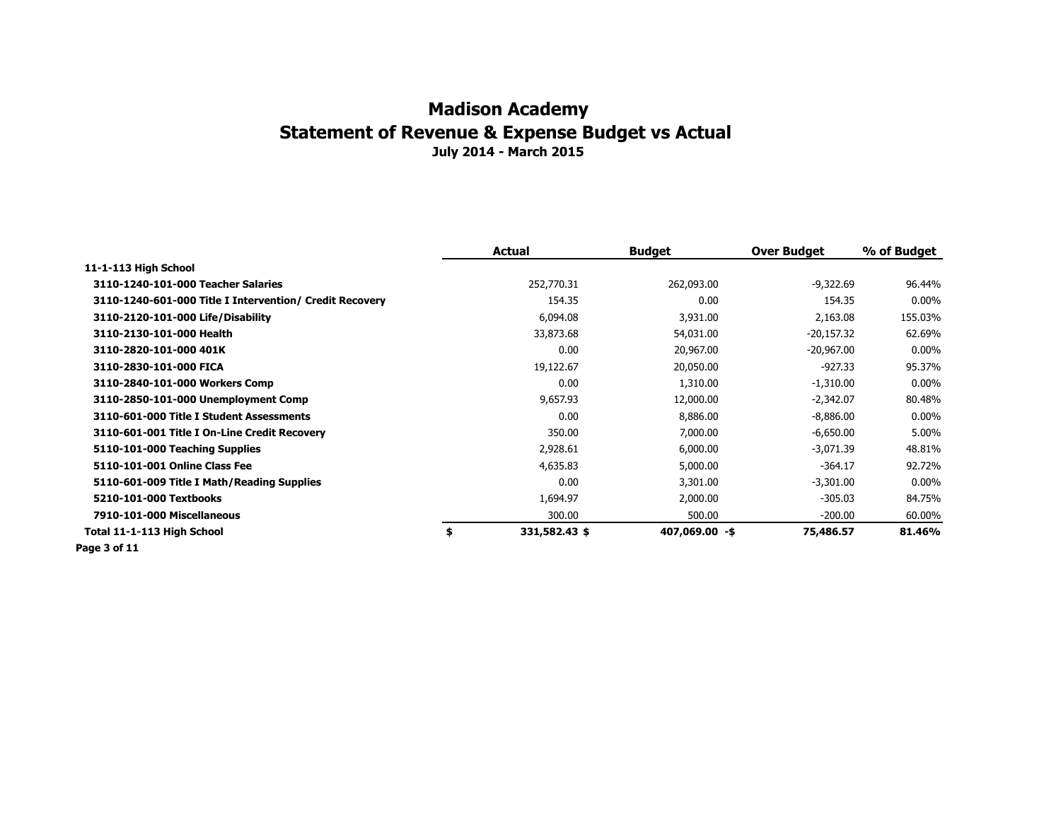# Madison Academy
## Statement of Revenue & Expense Budget vs Actual
### July 2014 - March 2015

| | Actual | Budget | Over Budget | % of Budget |
|---|---|---|---|---|
| **11-1-113 High School** | | | | |
| **3110-1240-101-000 Teacher Salaries** | 252,770.31 | 262,093.00 | -9,322.69 | 96.44% |
| **3110-1240-601-000 Title I Intervention/ Credit Recovery** | 154.35 | 0.00 | 154.35 | 0.00% |
| **3110-2120-101-000 Life/Disability** | 6,094.08 | 3,931.00 | 2,163.08 | 155.03% |
| **3110-2130-101-000 Health** | 33,873.68 | 54,031.00 | -20,157.32 | 62.69% |
| **3110-2820-101-000 401K** | 0.00 | 20,967.00 | -20,967.00 | 0.00% |
| **3110-2830-101-000 FICA** | 19,122.67 | 20,050.00 | -927.33 | 95.37% |
| **3110-2840-101-000 Workers Comp** | 0.00 | 1,310.00 | -1,310.00 | 0.00% |
| **3110-2850-101-000 Unemployment Comp** | 9,657.93 | 12,000.00 | -2,342.07 | 80.48% |
| **3110-601-000 Title I Student Assessments** | 0.00 | 8,886.00 | -8,886.00 | 0.00% |
| **3110-601-001 Title I On-Line Credit Recovery** | 350.00 | 7,000.00 | -6,650.00 | 5.00% |
| **5110-101-000 Teaching Supplies** | 2,928.61 | 6,000.00 | -3,071.39 | 48.81% |
| **5110-101-001 Online Class Fee** | 4,635.83 | 5,000.00 | -364.17 | 92.72% |
| **5110-601-009 Title I Math/Reading Supplies** | 0.00 | 3,301.00 | -3,301.00 | 0.00% |
| **5210-101-000 Textbooks** | 1,694.97 | 2,000.00 | -305.03 | 84.75% |
| **7910-101-000 Miscellaneous** | 300.00 | 500.00 | -200.00 | 60.00% |
| **Total 11-1-113 High School** | **$ 331,582.43** | **$ 407,069.00** | **-$ 75,486.57** | **81.46%** |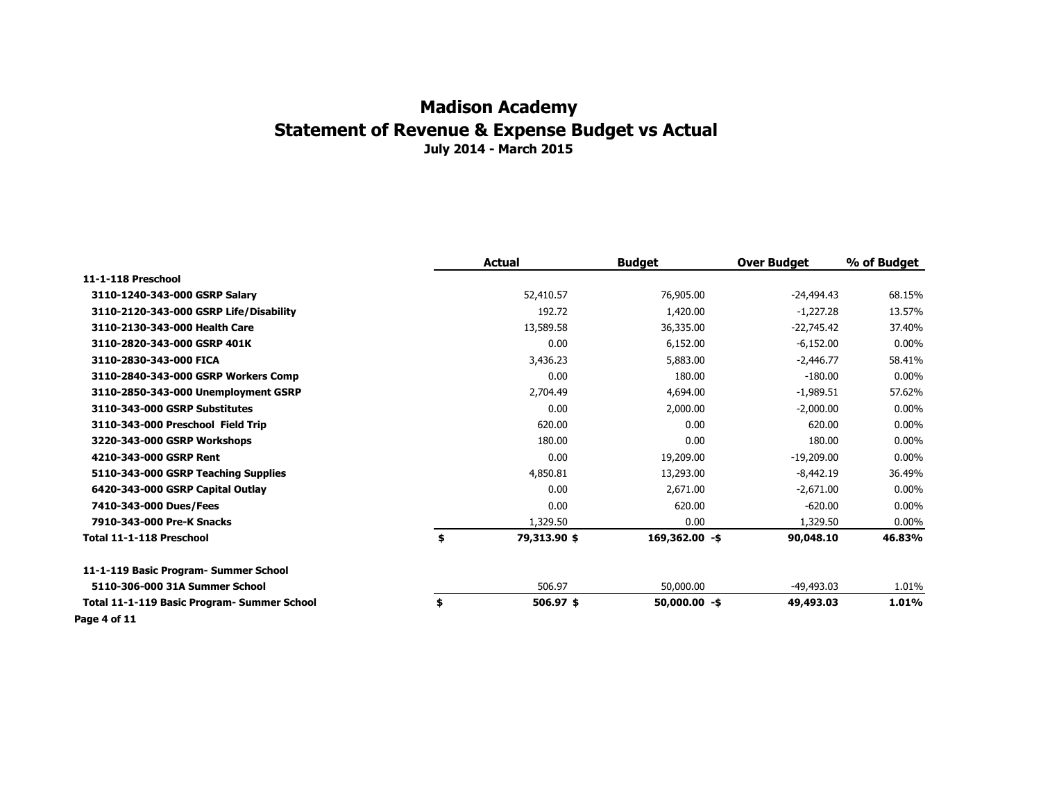# Madison Academy
## Statement of Revenue & Expense Budget vs Actual
### July 2014 - March 2015

| | Actual | Budget | Over Budget | % of Budget |
|---|---|---|---|---|
| **11-1-118 Preschool** | | | | |
| **3110-1240-343-000 GSRP Salary** | 52,410.57 | 76,905.00 | -24,494.43 | 68.15% |
| **3110-2120-343-000 GSRP Life/Disability** | 192.72 | 1,420.00 | -1,227.28 | 13.57% |
| **3110-2130-343-000 Health Care** | 13,589.58 | 36,335.00 | -22,745.42 | 37.40% |
| **3110-2820-343-000 GSRP 401K** | 0.00 | 6,152.00 | -6,152.00 | 0.00% |
| **3110-2830-343-000 FICA** | 3,436.23 | 5,883.00 | -2,446.77 | 58.41% |
| **3110-2840-343-000 GSRP Workers Comp** | 0.00 | 180.00 | -180.00 | 0.00% |
| **3110-2850-343-000 Unemployment GSRP** | 2,704.49 | 4,694.00 | -1,989.51 | 57.62% |
| **3110-343-000 GSRP Substitutes** | 0.00 | 2,000.00 | -2,000.00 | 0.00% |
| **3110-343-000 Preschool Field Trip** | 620.00 | 0.00 | 620.00 | 0.00% |
| **3220-343-000 GSRP Workshops** | 180.00 | 0.00 | 180.00 | 0.00% |
| **4210-343-000 GSRP Rent** | 0.00 | 19,209.00 | -19,209.00 | 0.00% |
| **5110-343-000 GSRP Teaching Supplies** | 4,850.81 | 13,293.00 | -8,442.19 | 36.49% |
| **6420-343-000 GSRP Capital Outlay** | 0.00 | 2,671.00 | -2,671.00 | 0.00% |
| **7410-343-000 Dues/Fees** | 0.00 | 620.00 | -620.00 | 0.00% |
| **7910-343-000 Pre-K Snacks** | 1,329.50 | 0.00 | 1,329.50 | 0.00% |
| **Total 11-1-118 Preschool** | **$ 79,313.90** | **$ 169,362.00** | **-$ 90,048.10** | **46.83%** |
| | | | | |
| **11-1-119 Basic Program- Summer School** | | | | |
| **5110-306-000 31A Summer School** | 506.97 | 50,000.00 | -49,493.03 | 1.01% |
| **Total 11-1-119 Basic Program- Summer School** | **$ 506.97** | **$ 50,000.00** | **-$ 49,493.03** | **1.01%** |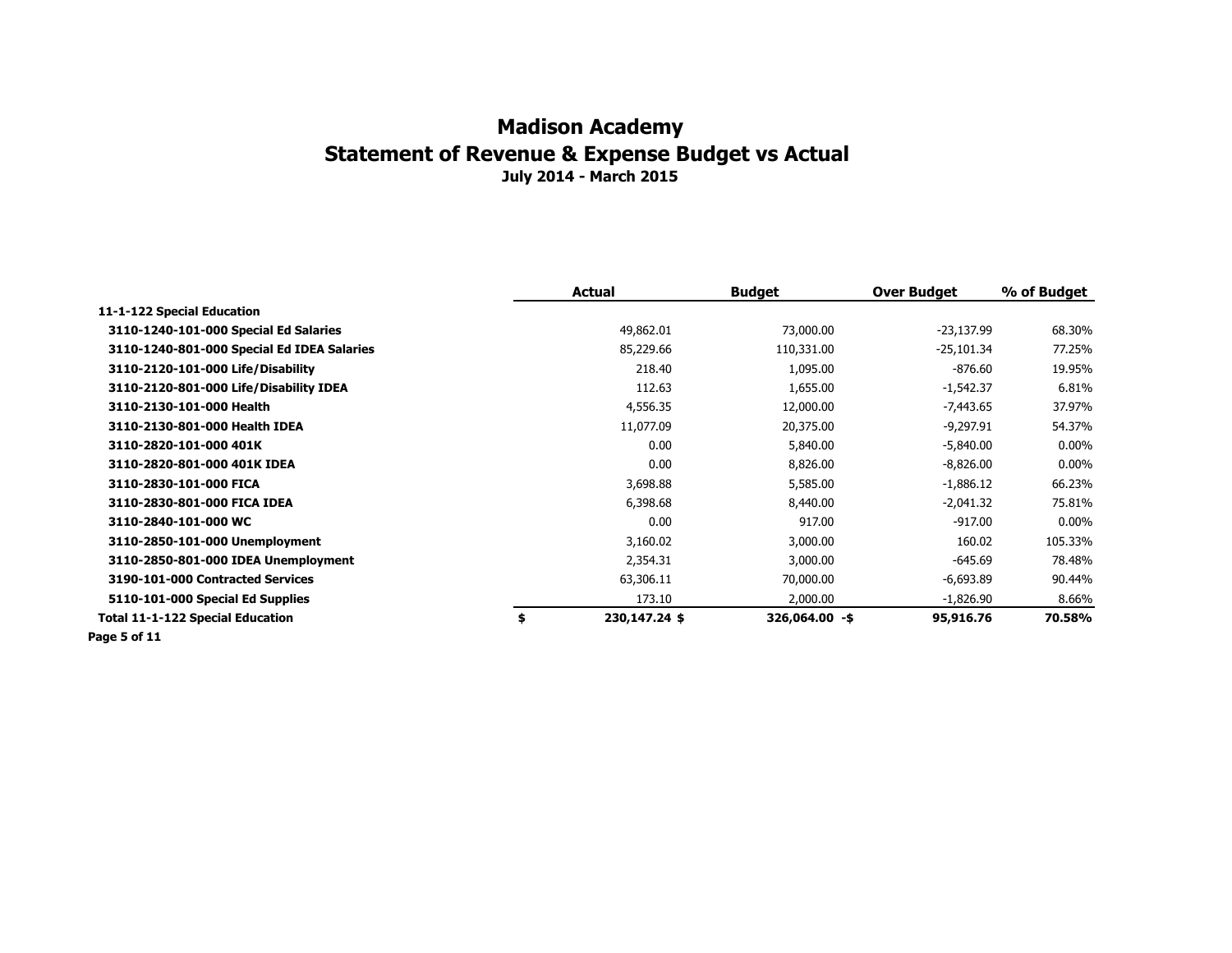# Madison Academy

## Statement of Revenue & Expense Budget vs Actual

### July 2014 - March 2015

| | Actual | Budget | Over Budget | % of Budget |
|---|---|---|---|---|
| **11-1-122 Special Education** | | | | |
| **3110-1240-101-000 Special Ed Salaries** | 49,862.01 | 73,000.00 | -23,137.99 | 68.30% |
| **3110-1240-801-000 Special Ed IDEA Salaries** | 85,229.66 | 110,331.00 | -25,101.34 | 77.25% |
| **3110-2120-101-000 Life/Disability** | 218.40 | 1,095.00 | -876.60 | 19.95% |
| **3110-2120-801-000 Life/Disability IDEA** | 112.63 | 1,655.00 | -1,542.37 | 6.81% |
| **3110-2130-101-000 Health** | 4,556.35 | 12,000.00 | -7,443.65 | 37.97% |
| **3110-2130-801-000 Health IDEA** | 11,077.09 | 20,375.00 | -9,297.91 | 54.37% |
| **3110-2820-101-000 401K** | 0.00 | 5,840.00 | -5,840.00 | 0.00% |
| **3110-2820-801-000 401K IDEA** | 0.00 | 8,826.00 | -8,826.00 | 0.00% |
| **3110-2830-101-000 FICA** | 3,698.88 | 5,585.00 | -1,886.12 | 66.23% |
| **3110-2830-801-000 FICA IDEA** | 6,398.68 | 8,440.00 | -2,041.32 | 75.81% |
| **3110-2840-101-000 WC** | 0.00 | 917.00 | -917.00 | 0.00% |
| **3110-2850-101-000 Unemployment** | 3,160.02 | 3,000.00 | 160.02 | 105.33% |
| **3110-2850-801-000 IDEA Unemployment** | 2,354.31 | 3,000.00 | -645.69 | 78.48% |
| **3190-101-000 Contracted Services** | 63,306.11 | 70,000.00 | -6,693.89 | 90.44% |
| **5110-101-000 Special Ed Supplies** | 173.10 | 2,000.00 | -1,826.90 | 8.66% |
| **Total 11-1-122 Special Education** | **$ 230,147.24** | **$ 326,064.00** | **-$ 95,916.76** | **70.58%** |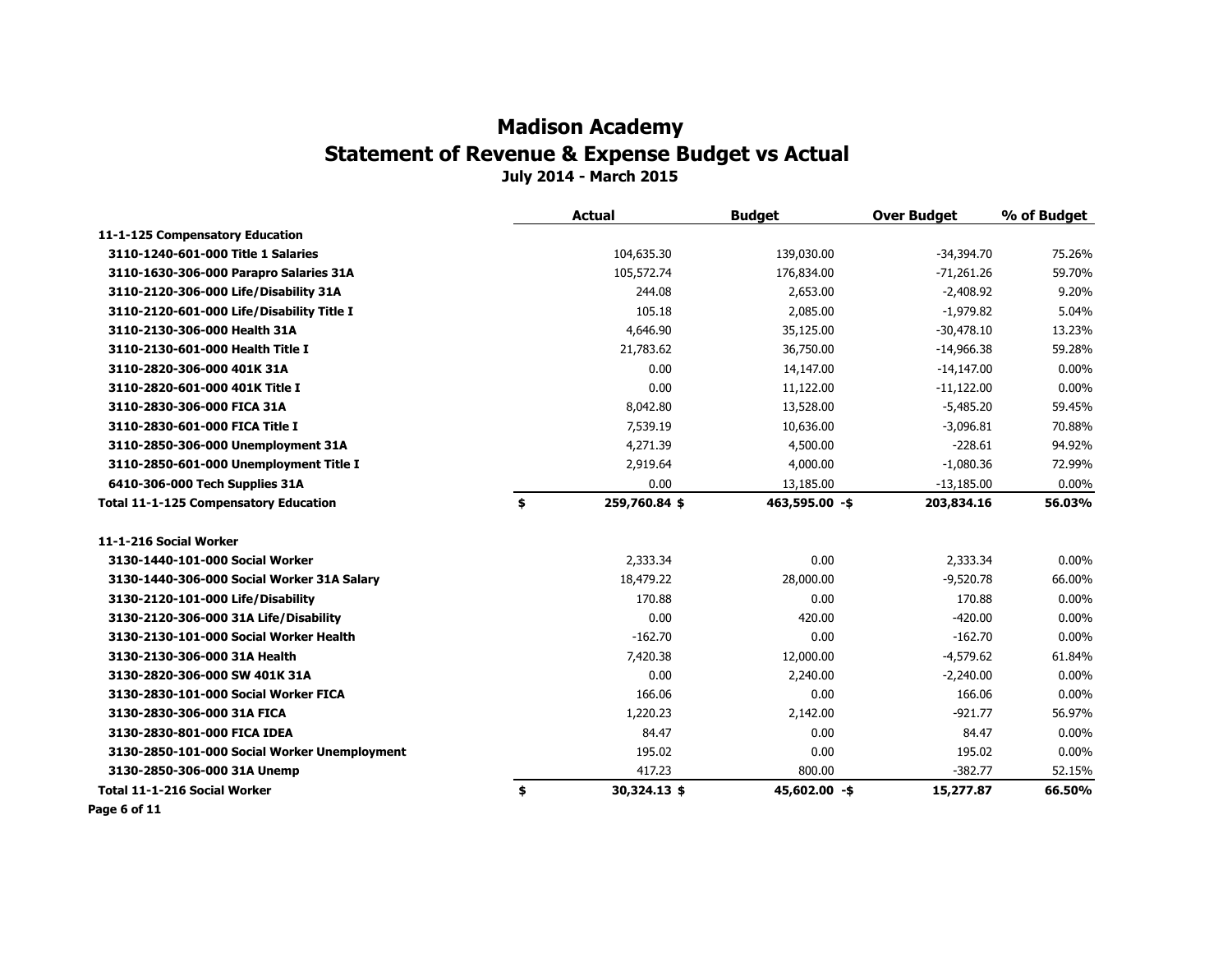# Madison Academy
## Statement of Revenue & Expense Budget vs Actual
### July 2014 - March 2015

| | Actual | Budget | Over Budget | % of Budget |
|---|---|---|---|---|
| **11-1-125 Compensatory Education** | | | | |
| **3110-1240-601-000 Title 1 Salaries** | 104,635.30 | 139,030.00 | -34,394.70 | 75.26% |
| **3110-1630-306-000 Parapro Salaries 31A** | 105,572.74 | 176,834.00 | -71,261.26 | 59.70% |
| **3110-2120-306-000 Life/Disability 31A** | 244.08 | 2,653.00 | -2,408.92 | 9.20% |
| **3110-2120-601-000 Life/Disability Title I** | 105.18 | 2,085.00 | -1,979.82 | 5.04% |
| **3110-2130-306-000 Health 31A** | 4,646.90 | 35,125.00 | -30,478.10 | 13.23% |
| **3110-2130-601-000 Health Title I** | 21,783.62 | 36,750.00 | -14,966.38 | 59.28% |
| **3110-2820-306-000 401K 31A** | 0.00 | 14,147.00 | -14,147.00 | 0.00% |
| **3110-2820-601-000 401K Title I** | 0.00 | 11,122.00 | -11,122.00 | 0.00% |
| **3110-2830-306-000 FICA 31A** | 8,042.80 | 13,528.00 | -5,485.20 | 59.45% |
| **3110-2830-601-000 FICA Title I** | 7,539.19 | 10,636.00 | -3,096.81 | 70.88% |
| **3110-2850-306-000 Unemployment 31A** | 4,271.39 | 4,500.00 | -228.61 | 94.92% |
| **3110-2850-601-000 Unemployment Title I** | 2,919.64 | 4,000.00 | -1,080.36 | 72.99% |
| **6410-306-000 Tech Supplies 31A** | 0.00 | 13,185.00 | -13,185.00 | 0.00% |
| **Total 11-1-125 Compensatory Education** | **$ 259,760.84** | **$ 463,595.00** | **-$ 203,834.16** | **56.03%** |
| | | | | |
| **11-1-216 Social Worker** | | | | |
| **3130-1440-101-000 Social Worker** | 2,333.34 | 0.00 | 2,333.34 | 0.00% |
| **3130-1440-306-000 Social Worker 31A Salary** | 18,479.22 | 28,000.00 | -9,520.78 | 66.00% |
| **3130-2120-101-000 Life/Disability** | 170.88 | 0.00 | 170.88 | 0.00% |
| **3130-2120-306-000 31A Life/Disability** | 0.00 | 420.00 | -420.00 | 0.00% |
| **3130-2130-101-000 Social Worker Health** | -162.70 | 0.00 | -162.70 | 0.00% |
| **3130-2130-306-000 31A Health** | 7,420.38 | 12,000.00 | -4,579.62 | 61.84% |
| **3130-2820-306-000 SW 401K 31A** | 0.00 | 2,240.00 | -2,240.00 | 0.00% |
| **3130-2830-101-000 Social Worker FICA** | 166.06 | 0.00 | 166.06 | 0.00% |
| **3130-2830-306-000 31A FICA** | 1,220.23 | 2,142.00 | -921.77 | 56.97% |
| **3130-2830-801-000 FICA IDEA** | 84.47 | 0.00 | 84.47 | 0.00% |
| **3130-2850-101-000 Social Worker Unemployment** | 195.02 | 0.00 | 195.02 | 0.00% |
| **3130-2850-306-000 31A Unemp** | 417.23 | 800.00 | -382.77 | 52.15% |
| **Total 11-1-216 Social Worker** | **$ 30,324.13** | **$ 45,602.00** | **-$ 15,277.87** | **66.50%** |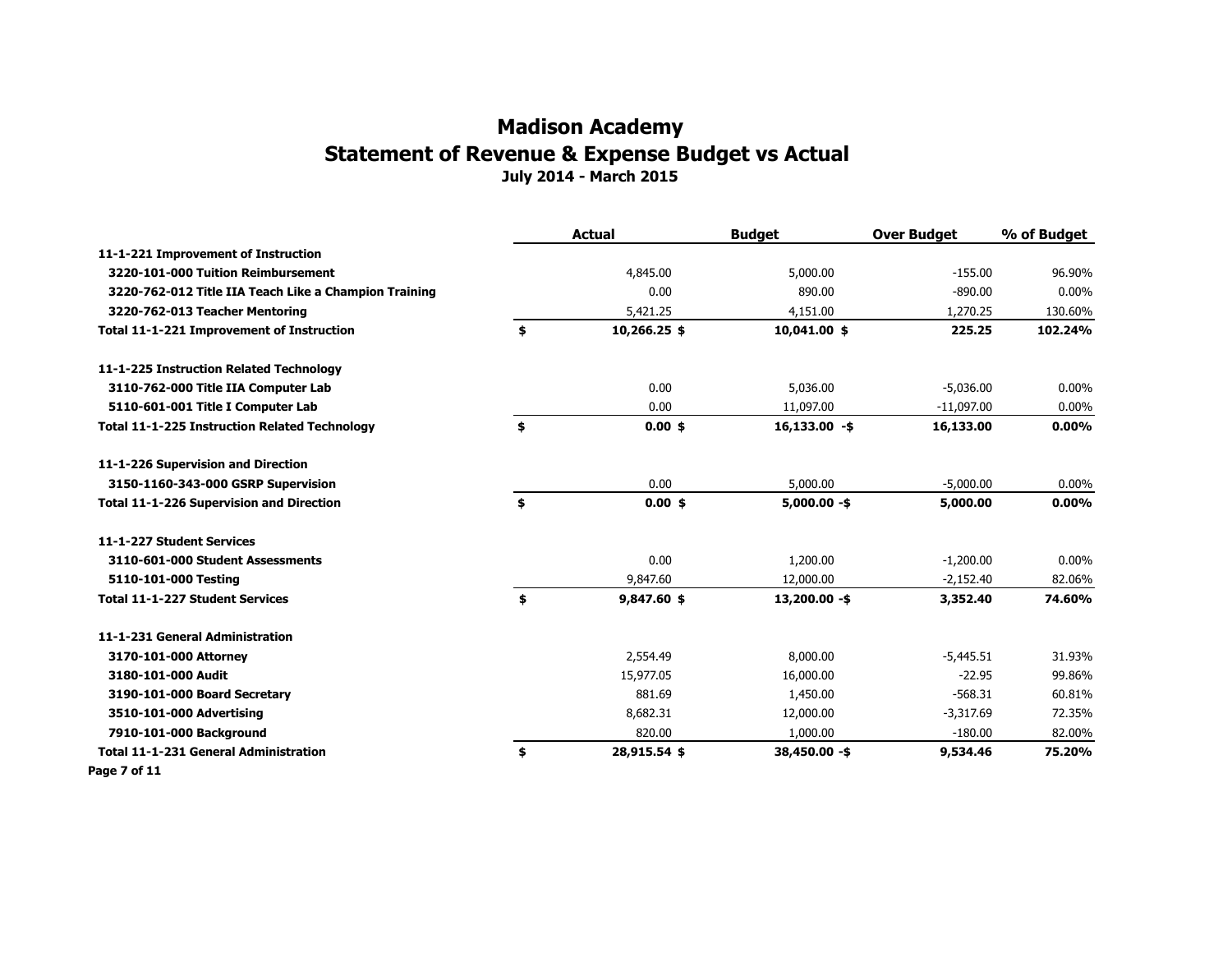# Madison Academy
## Statement of Revenue & Expense Budget vs Actual
### July 2014 - March 2015

| | Actual | Budget | Over Budget | % of Budget |
|---|---|---|---|---|
| **11-1-221 Improvement of Instruction** | | | | |
| **3220-101-000 Tuition Reimbursement** | 4,845.00 | 5,000.00 | -155.00 | 96.90% |
| **3220-762-012 Title IIA Teach Like a Champion Training** | 0.00 | 890.00 | -890.00 | 0.00% |
| **3220-762-013 Teacher Mentoring** | 5,421.25 | 4,151.00 | 1,270.25 | 130.60% |
| **Total 11-1-221 Improvement of Instruction** | **$ 10,266.25** | **$ 10,041.00** | **$ 225.25** | **102.24%** |
| **11-1-225 Instruction Related Technology** | | | | |
| **3110-762-000 Title IIA Computer Lab** | 0.00 | 5,036.00 | -5,036.00 | 0.00% |
| **5110-601-001 Title I Computer Lab** | 0.00 | 11,097.00 | -11,097.00 | 0.00% |
| **Total 11-1-225 Instruction Related Technology** | **$ 0.00** | **$ 16,133.00** | **-$ 16,133.00** | **0.00%** |
| **11-1-226 Supervision and Direction** | | | | |
| **3150-1160-343-000 GSRP Supervision** | 0.00 | 5,000.00 | -5,000.00 | 0.00% |
| **Total 11-1-226 Supervision and Direction** | **$ 0.00** | **$ 5,000.00** | **-$ 5,000.00** | **0.00%** |
| **11-1-227 Student Services** | | | | |
| **3110-601-000 Student Assessments** | 0.00 | 1,200.00 | -1,200.00 | 0.00% |
| **5110-101-000 Testing** | 9,847.60 | 12,000.00 | -2,152.40 | 82.06% |
| **Total 11-1-227 Student Services** | **$ 9,847.60** | **$ 13,200.00** | **-$ 3,352.40** | **74.60%** |
| **11-1-231 General Administration** | | | | |
| **3170-101-000 Attorney** | 2,554.49 | 8,000.00 | -5,445.51 | 31.93% |
| **3180-101-000 Audit** | 15,977.05 | 16,000.00 | -22.95 | 99.86% |
| **3190-101-000 Board Secretary** | 881.69 | 1,450.00 | -568.31 | 60.81% |
| **3510-101-000 Advertising** | 8,682.31 | 12,000.00 | -3,317.69 | 72.35% |
| **7910-101-000 Background** | 820.00 | 1,000.00 | -180.00 | 82.00% |
| **Total 11-1-231 General Administration** | **$ 28,915.54** | **$ 38,450.00** | **-$ 9,534.46** | **75.20%** |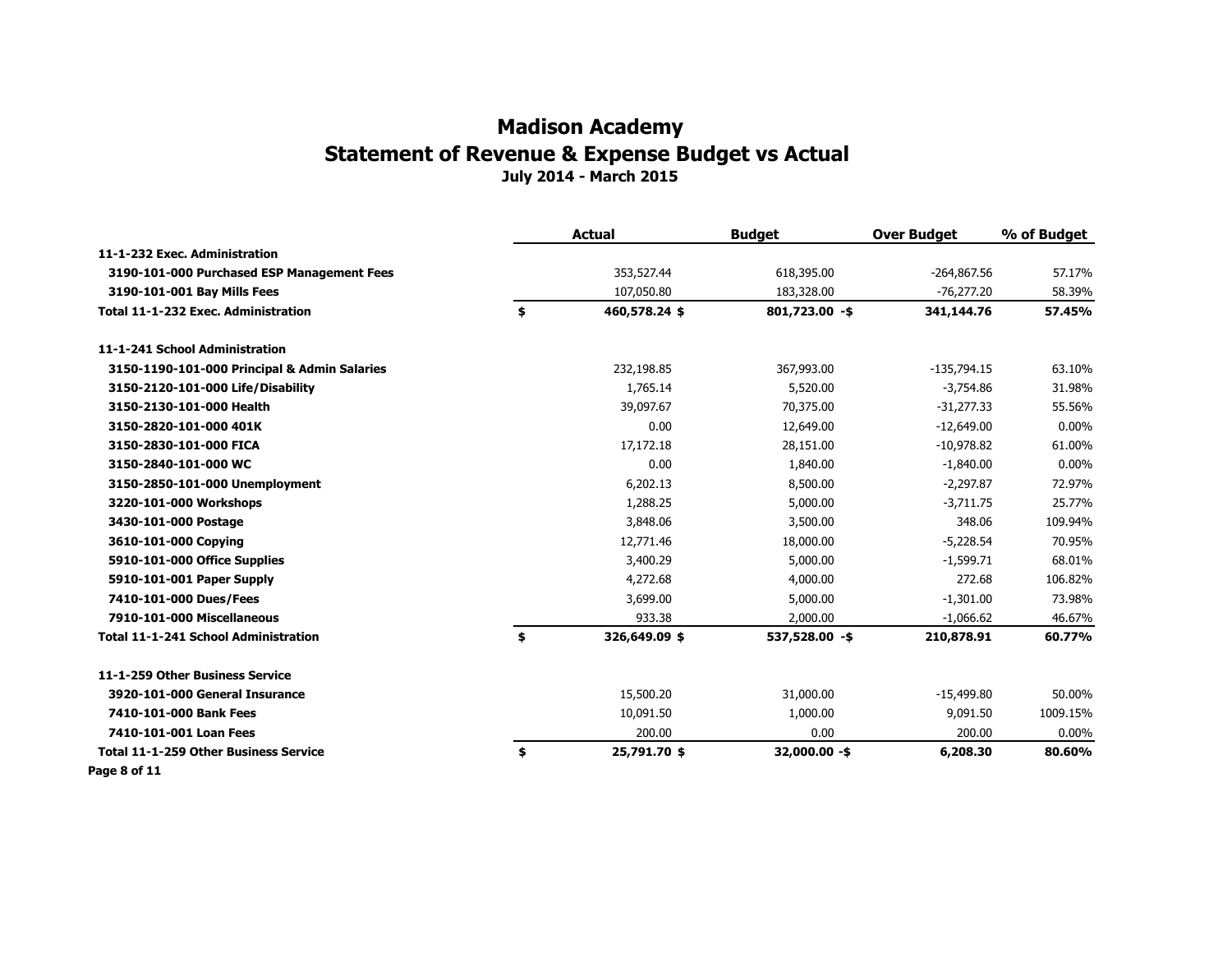# Madison Academy

## Statement of Revenue & Expense Budget vs Actual

### July 2014 - March 2015

| | Actual | Budget | Over Budget | % of Budget |
|---|---|---|---|---|
| **11-1-232 Exec. Administration** | | | | |
| **3190-101-000 Purchased ESP Management Fees** | 353,527.44 | 618,395.00 | -264,867.56 | 57.17% |
| **3190-101-001 Bay Mills Fees** | 107,050.80 | 183,328.00 | -76,277.20 | 58.39% |
| **Total 11-1-232 Exec. Administration** | **$ 460,578.24** | **$ 801,723.00** | **-$ 341,144.76** | **57.45%** |
| **11-1-241 School Administration** | | | | |
| **3150-1190-101-000 Principal & Admin Salaries** | 232,198.85 | 367,993.00 | -135,794.15 | 63.10% |
| **3150-2120-101-000 Life/Disability** | 1,765.14 | 5,520.00 | -3,754.86 | 31.98% |
| **3150-2130-101-000 Health** | 39,097.67 | 70,375.00 | -31,277.33 | 55.56% |
| **3150-2820-101-000 401K** | 0.00 | 12,649.00 | -12,649.00 | 0.00% |
| **3150-2830-101-000 FICA** | 17,172.18 | 28,151.00 | -10,978.82 | 61.00% |
| **3150-2840-101-000 WC** | 0.00 | 1,840.00 | -1,840.00 | 0.00% |
| **3150-2850-101-000 Unemployment** | 6,202.13 | 8,500.00 | -2,297.87 | 72.97% |
| **3220-101-000 Workshops** | 1,288.25 | 5,000.00 | -3,711.75 | 25.77% |
| **3430-101-000 Postage** | 3,848.06 | 3,500.00 | 348.06 | 109.94% |
| **3610-101-000 Copying** | 12,771.46 | 18,000.00 | -5,228.54 | 70.95% |
| **5910-101-000 Office Supplies** | 3,400.29 | 5,000.00 | -1,599.71 | 68.01% |
| **5910-101-001 Paper Supply** | 4,272.68 | 4,000.00 | 272.68 | 106.82% |
| **7410-101-000 Dues/Fees** | 3,699.00 | 5,000.00 | -1,301.00 | 73.98% |
| **7910-101-000 Miscellaneous** | 933.38 | 2,000.00 | -1,066.62 | 46.67% |
| **Total 11-1-241 School Administration** | **$ 326,649.09** | **$ 537,528.00** | **-$ 210,878.91** | **60.77%** |
| **11-1-259 Other Business Service** | | | | |
| **3920-101-000 General Insurance** | 15,500.20 | 31,000.00 | -15,499.80 | 50.00% |
| **7410-101-000 Bank Fees** | 10,091.50 | 1,000.00 | 9,091.50 | 1009.15% |
| **7410-101-001 Loan Fees** | 200.00 | 0.00 | 200.00 | 0.00% |
| **Total 11-1-259 Other Business Service** | **$ 25,791.70** | **$ 32,000.00** | **-$ 6,208.30** | **80.60%** |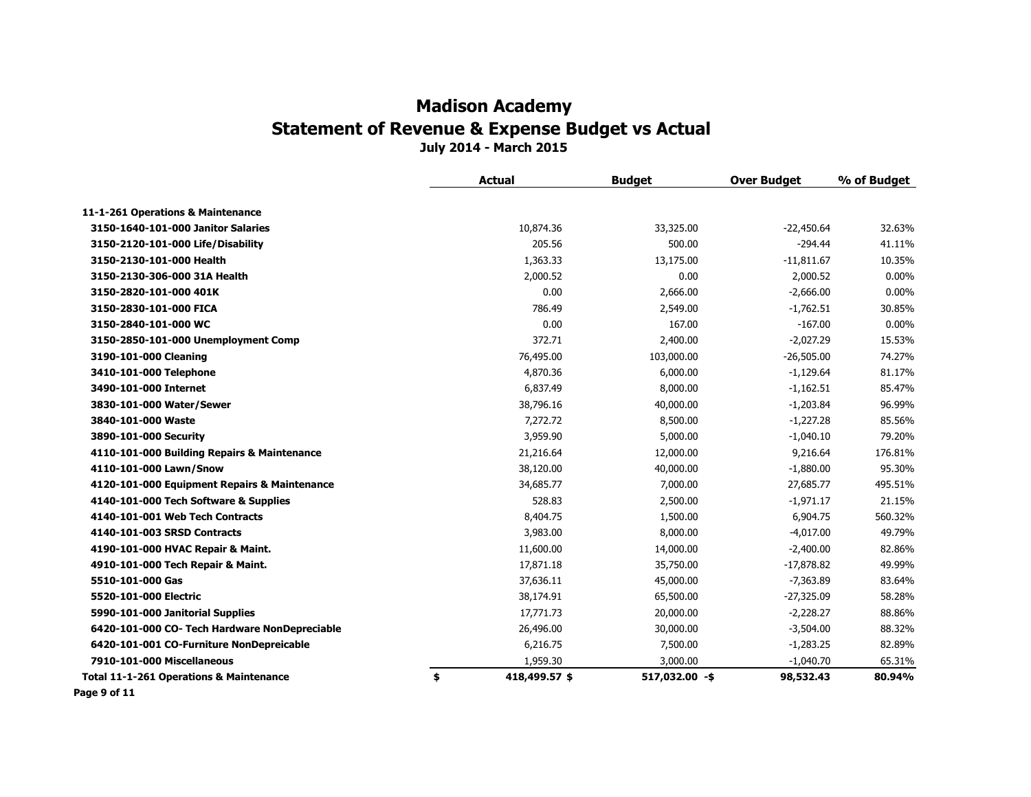# Madison Academy
## Statement of Revenue & Expense Budget vs Actual
### July 2014 - March 2015

| | Actual | Budget | Over Budget | % of Budget |
|---|---|---|---|---|
| **11-1-261 Operations & Maintenance** | | | | |
| **3150-1640-101-000 Janitor Salaries** | 10,874.36 | 33,325.00 | -22,450.64 | 32.63% |
| **3150-2120-101-000 Life/Disability** | 205.56 | 500.00 | -294.44 | 41.11% |
| **3150-2130-101-000 Health** | 1,363.33 | 13,175.00 | -11,811.67 | 10.35% |
| **3150-2130-306-000 31A Health** | 2,000.52 | 0.00 | 2,000.52 | 0.00% |
| **3150-2820-101-000 401K** | 0.00 | 2,666.00 | -2,666.00 | 0.00% |
| **3150-2830-101-000 FICA** | 786.49 | 2,549.00 | -1,762.51 | 30.85% |
| **3150-2840-101-000 WC** | 0.00 | 167.00 | -167.00 | 0.00% |
| **3150-2850-101-000 Unemployment Comp** | 372.71 | 2,400.00 | -2,027.29 | 15.53% |
| **3190-101-000 Cleaning** | 76,495.00 | 103,000.00 | -26,505.00 | 74.27% |
| **3410-101-000 Telephone** | 4,870.36 | 6,000.00 | -1,129.64 | 81.17% |
| **3490-101-000 Internet** | 6,837.49 | 8,000.00 | -1,162.51 | 85.47% |
| **3830-101-000 Water/Sewer** | 38,796.16 | 40,000.00 | -1,203.84 | 96.99% |
| **3840-101-000 Waste** | 7,272.72 | 8,500.00 | -1,227.28 | 85.56% |
| **3890-101-000 Security** | 3,959.90 | 5,000.00 | -1,040.10 | 79.20% |
| **4110-101-000 Building Repairs & Maintenance** | 21,216.64 | 12,000.00 | 9,216.64 | 176.81% |
| **4110-101-000 Lawn/Snow** | 38,120.00 | 40,000.00 | -1,880.00 | 95.30% |
| **4120-101-000 Equipment Repairs & Maintenance** | 34,685.77 | 7,000.00 | 27,685.77 | 495.51% |
| **4140-101-000 Tech Software & Supplies** | 528.83 | 2,500.00 | -1,971.17 | 21.15% |
| **4140-101-001 Web Tech Contracts** | 8,404.75 | 1,500.00 | 6,904.75 | 560.32% |
| **4140-101-003 SRSD Contracts** | 3,983.00 | 8,000.00 | -4,017.00 | 49.79% |
| **4190-101-000 HVAC Repair & Maint.** | 11,600.00 | 14,000.00 | -2,400.00 | 82.86% |
| **4910-101-000 Tech Repair & Maint.** | 17,871.18 | 35,750.00 | -17,878.82 | 49.99% |
| **5510-101-000 Gas** | 37,636.11 | 45,000.00 | -7,363.89 | 83.64% |
| **5520-101-000 Electric** | 38,174.91 | 65,500.00 | -27,325.09 | 58.28% |
| **5990-101-000 Janitorial Supplies** | 17,771.73 | 20,000.00 | -2,228.27 | 88.86% |
| **6420-101-000 CO- Tech Hardware NonDepreciable** | 26,496.00 | 30,000.00 | -3,504.00 | 88.32% |
| **6420-101-001 CO-Furniture NonDepreicable** | 6,216.75 | 7,500.00 | -1,283.25 | 82.89% |
| **7910-101-000 Miscellaneous** | 1,959.30 | 3,000.00 | -1,040.70 | 65.31% |
| **Total 11-1-261 Operations & Maintenance** | **$ 418,499.57** | **$ 517,032.00** | **-$ 98,532.43** | **80.94%** |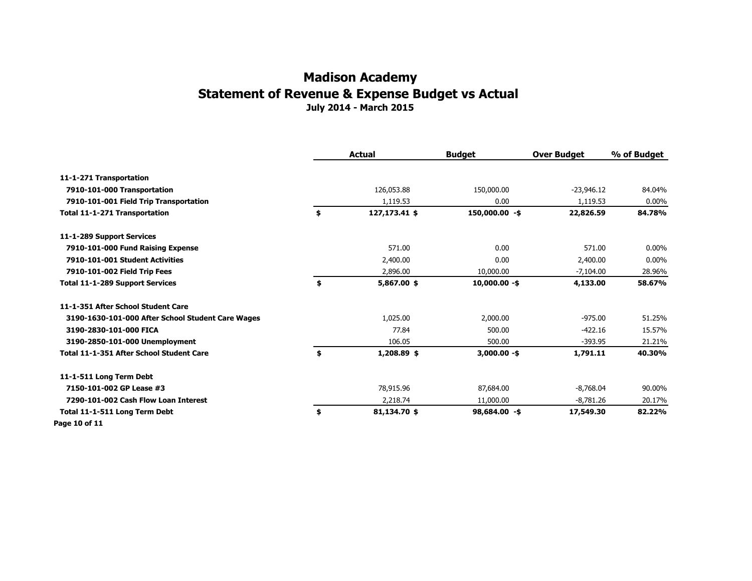# Madison Academy

## Statement of Revenue & Expense Budget vs Actual

### July 2014 - March 2015

| | Actual | Budget | Over Budget | % of Budget |
|---|---|---|---|---|
| **11-1-271 Transportation** | | | | |
| **7910-101-000 Transportation** | 126,053.88 | 150,000.00 | -23,946.12 | 84.04% |
| **7910-101-001 Field Trip Transportation** | 1,119.53 | 0.00 | 1,119.53 | 0.00% |
| **Total 11-1-271 Transportation** | **$ 127,173.41** | **$ 150,000.00** | **-$ 22,826.59** | **84.78%** |
| **11-1-289 Support Services** | | | | |
| **7910-101-000 Fund Raising Expense** | 571.00 | 0.00 | 571.00 | 0.00% |
| **7910-101-001 Student Activities** | 2,400.00 | 0.00 | 2,400.00 | 0.00% |
| **7910-101-002 Field Trip Fees** | 2,896.00 | 10,000.00 | -7,104.00 | 28.96% |
| **Total 11-1-289 Support Services** | **$ 5,867.00** | **$ 10,000.00** | **-$ 4,133.00** | **58.67%** |
| **11-1-351 After School Student Care** | | | | |
| **3190-1630-101-000 After School Student Care Wages** | 1,025.00 | 2,000.00 | -975.00 | 51.25% |
| **3190-2830-101-000 FICA** | 77.84 | 500.00 | -422.16 | 15.57% |
| **3190-2850-101-000 Unemployment** | 106.05 | 500.00 | -393.95 | 21.21% |
| **Total 11-1-351 After School Student Care** | **$ 1,208.89** | **$ 3,000.00** | **-$ 1,791.11** | **40.30%** |
| **11-1-511 Long Term Debt** | | | | |
| **7150-101-002 GP Lease #3** | 78,915.96 | 87,684.00 | -8,768.04 | 90.00% |
| **7290-101-002 Cash Flow Loan Interest** | 2,218.74 | 11,000.00 | -8,781.26 | 20.17% |
| **Total 11-1-511 Long Term Debt** | **$ 81,134.70** | **$ 98,684.00** | **-$ 17,549.30** | **82.22%** |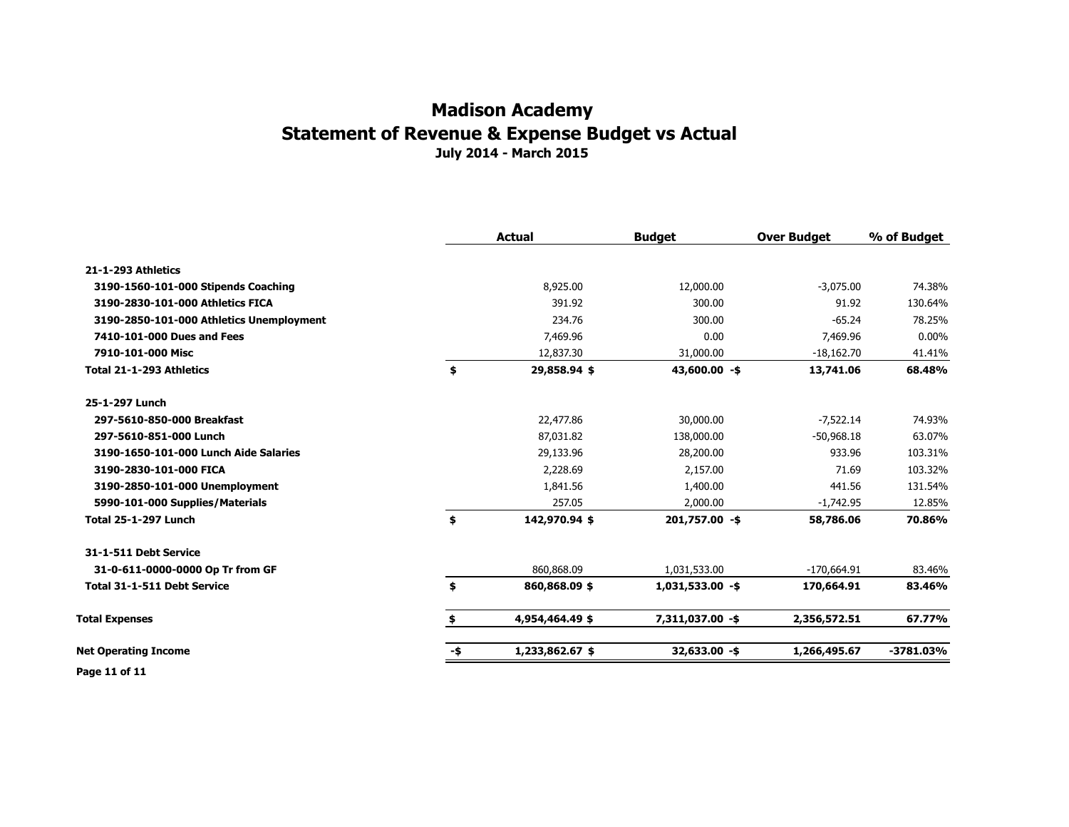# Madison Academy
## Statement of Revenue & Expense Budget vs Actual
### July 2014 - March 2015

| | Actual | Budget | Over Budget | % of Budget |
|---|---|---|---|---|
| **21-1-293 Athletics** | | | | |
| **3190-1560-101-000 Stipends Coaching** | 8,925.00 | 12,000.00 | -3,075.00 | 74.38% |
| **3190-2830-101-000 Athletics FICA** | 391.92 | 300.00 | 91.92 | 130.64% |
| **3190-2850-101-000 Athletics Unemployment** | 234.76 | 300.00 | -65.24 | 78.25% |
| **7410-101-000 Dues and Fees** | 7,469.96 | 0.00 | 7,469.96 | 0.00% |
| **7910-101-000 Misc** | 12,837.30 | 31,000.00 | -18,162.70 | 41.41% |
| **Total 21-1-293 Athletics** | **$ 29,858.94** | **$ 43,600.00** | **-$ 13,741.06** | **68.48%** |
| **25-1-297 Lunch** | | | | |
| **297-5610-850-000 Breakfast** | 22,477.86 | 30,000.00 | -7,522.14 | 74.93% |
| **297-5610-851-000 Lunch** | 87,031.82 | 138,000.00 | -50,968.18 | 63.07% |
| **3190-1650-101-000 Lunch Aide Salaries** | 29,133.96 | 28,200.00 | 933.96 | 103.31% |
| **3190-2830-101-000 FICA** | 2,228.69 | 2,157.00 | 71.69 | 103.32% |
| **3190-2850-101-000 Unemployment** | 1,841.56 | 1,400.00 | 441.56 | 131.54% |
| **5990-101-000 Supplies/Materials** | 257.05 | 2,000.00 | -1,742.95 | 12.85% |
| **Total 25-1-297 Lunch** | **$ 142,970.94** | **$ 201,757.00** | **-$ 58,786.06** | **70.86%** |
| **31-1-511 Debt Service** | | | | |
| **31-0-611-0000-0000 Op Tr from GF** | 860,868.09 | 1,031,533.00 | -170,664.91 | 83.46% |
| **Total 31-1-511 Debt Service** | **$ 860,868.09** | **$ 1,031,533.00** | **-$ 170,664.91** | **83.46%** |
| **Total Expenses** | **$ 4,954,464.49** | **$ 7,311,037.00** | **-$ 2,356,572.51** | **67.77%** |
| **Net Operating Income** | **-$ 1,233,862.67** | **$ 32,633.00** | **-$ 1,266,495.67** | **-3781.03%** |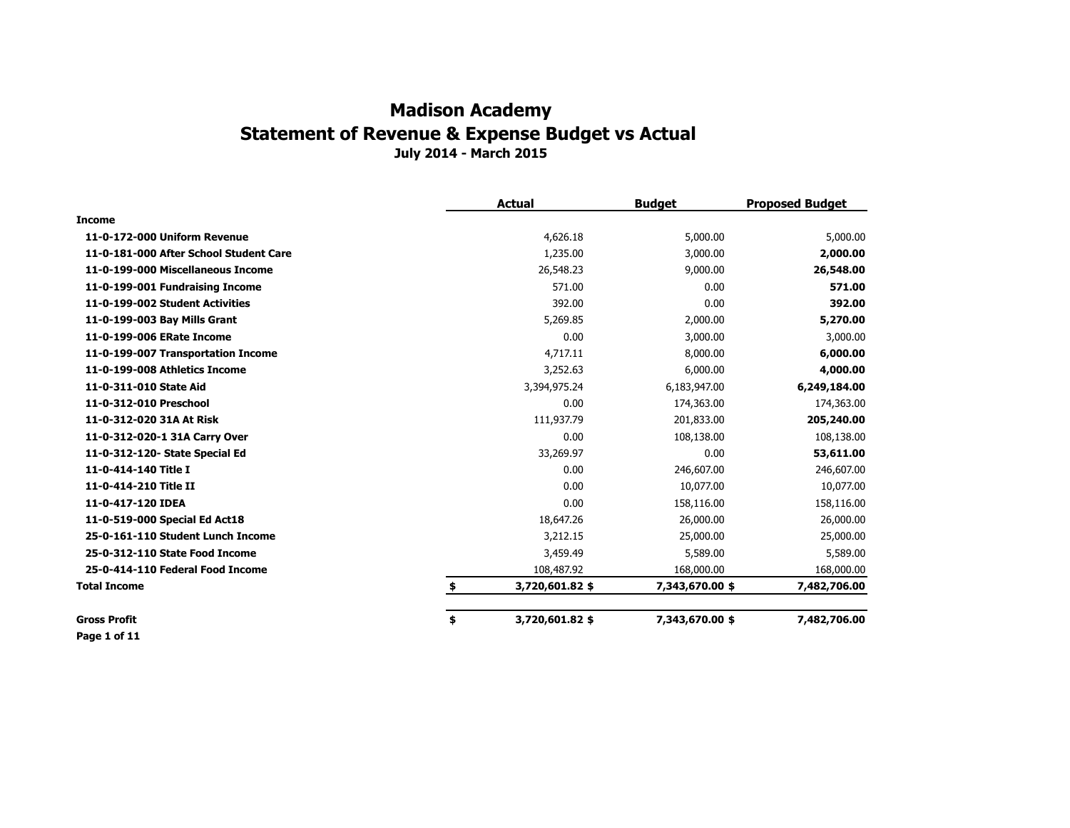# Madison Academy

## Statement of Revenue & Expense Budget vs Actual

### July 2014 - March 2015

| | Actual | Budget | Proposed Budget |
|---|---|---|---|
| **Income** | | | |
| **11-0-172-000 Uniform Revenue** | 4,626.18 | 5,000.00 | 5,000.00 |
| **11-0-181-000 After School Student Care** | 1,235.00 | 3,000.00 | **2,000.00** |
| **11-0-199-000 Miscellaneous Income** | 26,548.23 | 9,000.00 | **26,548.00** |
| **11-0-199-001 Fundraising Income** | 571.00 | 0.00 | **571.00** |
| **11-0-199-002 Student Activities** | 392.00 | 0.00 | **392.00** |
| **11-0-199-003 Bay Mills Grant** | 5,269.85 | 2,000.00 | **5,270.00** |
| **11-0-199-006 ERate Income** | 0.00 | 3,000.00 | 3,000.00 |
| **11-0-199-007 Transportation Income** | 4,717.11 | 8,000.00 | **6,000.00** |
| **11-0-199-008 Athletics Income** | 3,252.63 | 6,000.00 | **4,000.00** |
| **11-0-311-010 State Aid** | 3,394,975.24 | 6,183,947.00 | **6,249,184.00** |
| **11-0-312-010 Preschool** | 0.00 | 174,363.00 | 174,363.00 |
| **11-0-312-020 31A At Risk** | 111,937.79 | 201,833.00 | **205,240.00** |
| **11-0-312-020-1 31A Carry Over** | 0.00 | 108,138.00 | 108,138.00 |
| **11-0-312-120- State Special Ed** | 33,269.97 | 0.00 | **53,611.00** |
| **11-0-414-140 Title I** | 0.00 | 246,607.00 | 246,607.00 |
| **11-0-414-210 Title II** | 0.00 | 10,077.00 | 10,077.00 |
| **11-0-417-120 IDEA** | 0.00 | 158,116.00 | 158,116.00 |
| **11-0-519-000 Special Ed Act18** | 18,647.26 | 26,000.00 | 26,000.00 |
| **25-0-161-110 Student Lunch Income** | 3,212.15 | 25,000.00 | 25,000.00 |
| **25-0-312-110 State Food Income** | 3,459.49 | 5,589.00 | 5,589.00 |
| **25-0-414-110 Federal Food Income** | 108,487.92 | 168,000.00 | 168,000.00 |
| **Total Income** | **$ 3,720,601.82** | **$ 7,343,670.00** | **$ 7,482,706.00** |
| **Gross Profit** | **$ 3,720,601.82** | **$ 7,343,670.00** | **$ 7,482,706.00** |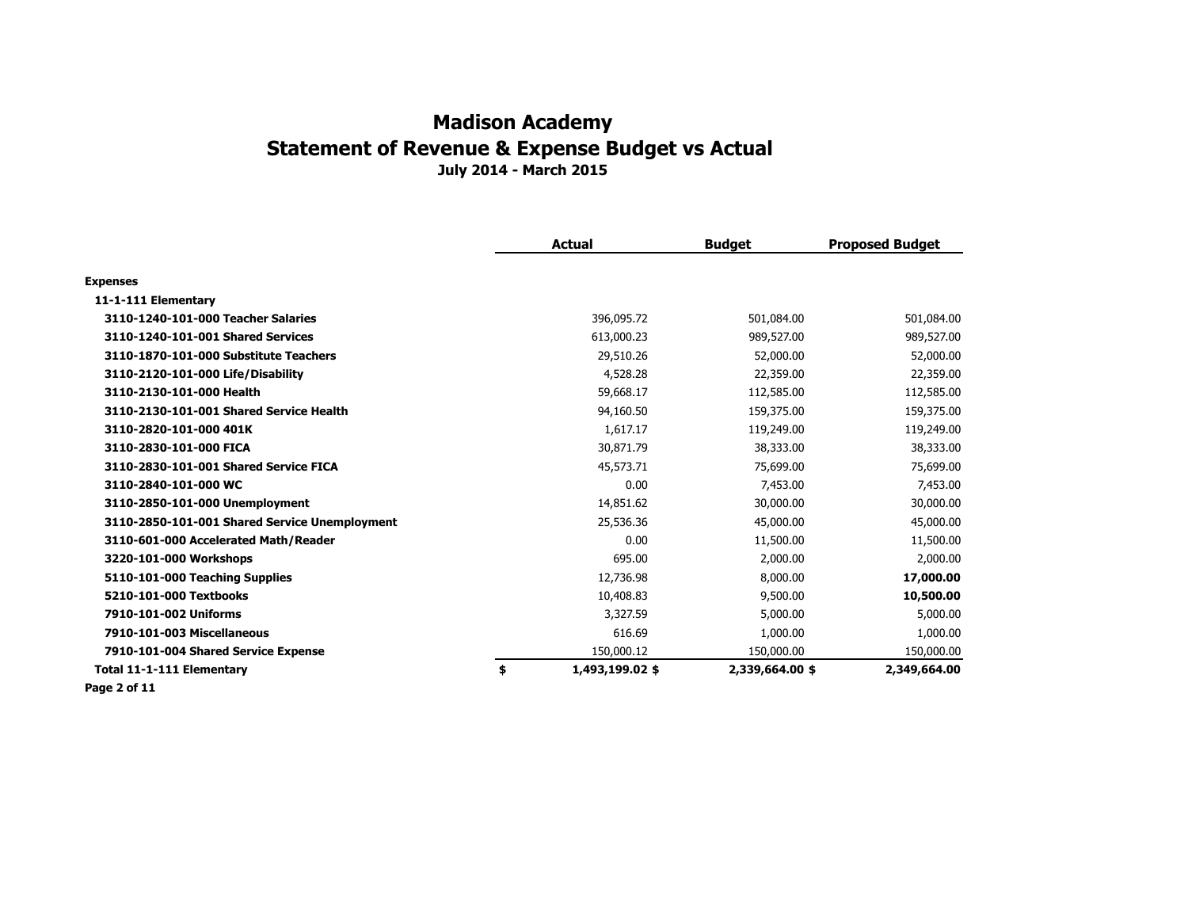# Madison Academy
# Statement of Revenue & Expense Budget vs Actual
### July 2014 - March 2015

| | Actual | Budget | Proposed Budget |
|---|---|---|---|
| **Expenses** | | | |
| **11-1-111 Elementary** | | | |
| **3110-1240-101-000 Teacher Salaries** | 396,095.72 | 501,084.00 | 501,084.00 |
| **3110-1240-101-001 Shared Services** | 613,000.23 | 989,527.00 | 989,527.00 |
| **3110-1870-101-000 Substitute Teachers** | 29,510.26 | 52,000.00 | 52,000.00 |
| **3110-2120-101-000 Life/Disability** | 4,528.28 | 22,359.00 | 22,359.00 |
| **3110-2130-101-000 Health** | 59,668.17 | 112,585.00 | 112,585.00 |
| **3110-2130-101-001 Shared Service Health** | 94,160.50 | 159,375.00 | 159,375.00 |
| **3110-2820-101-000 401K** | 1,617.17 | 119,249.00 | 119,249.00 |
| **3110-2830-101-000 FICA** | 30,871.79 | 38,333.00 | 38,333.00 |
| **3110-2830-101-001 Shared Service FICA** | 45,573.71 | 75,699.00 | 75,699.00 |
| **3110-2840-101-000 WC** | 0.00 | 7,453.00 | 7,453.00 |
| **3110-2850-101-000 Unemployment** | 14,851.62 | 30,000.00 | 30,000.00 |
| **3110-2850-101-001 Shared Service Unemployment** | 25,536.36 | 45,000.00 | 45,000.00 |
| **3110-601-000 Accelerated Math/Reader** | 0.00 | 11,500.00 | 11,500.00 |
| **3220-101-000 Workshops** | 695.00 | 2,000.00 | 2,000.00 |
| **5110-101-000 Teaching Supplies** | 12,736.98 | 8,000.00 | **17,000.00** |
| **5210-101-000 Textbooks** | 10,408.83 | 9,500.00 | **10,500.00** |
| **7910-101-002 Uniforms** | 3,327.59 | 5,000.00 | 5,000.00 |
| **7910-101-003 Miscellaneous** | 616.69 | 1,000.00 | 1,000.00 |
| **7910-101-004 Shared Service Expense** | 150,000.12 | 150,000.00 | 150,000.00 |
| **Total 11-1-111 Elementary** | **$ 1,493,199.02** | **$ 2,339,664.00** | **$ 2,349,664.00** |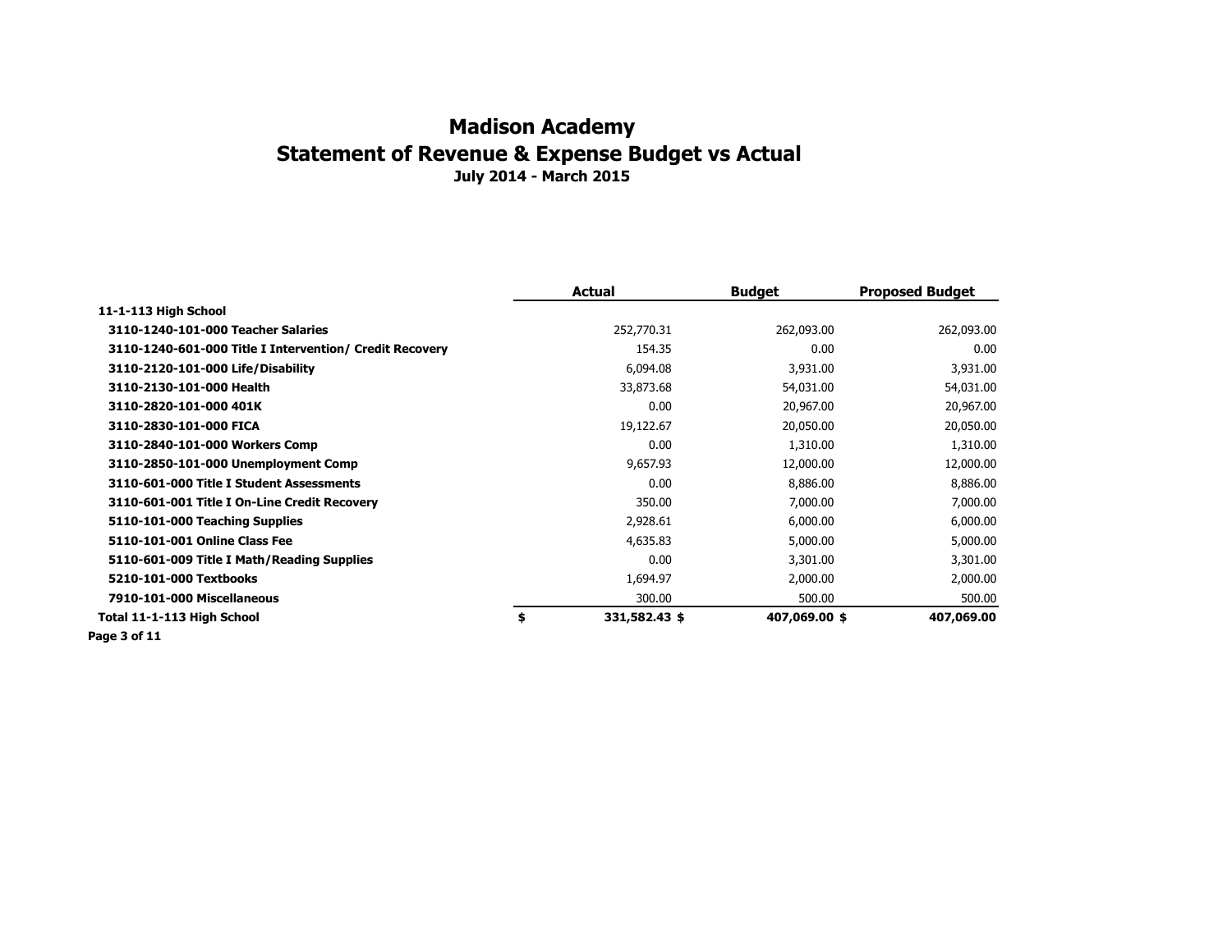# Madison Academy
## Statement of Revenue & Expense Budget vs Actual
### July 2014 - March 2015

| | Actual | Budget | Proposed Budget |
|---|---|---|---|
| **11-1-113 High School** | | | |
| **3110-1240-101-000 Teacher Salaries** | 252,770.31 | 262,093.00 | 262,093.00 |
| **3110-1240-601-000 Title I Intervention/ Credit Recovery** | 154.35 | 0.00 | 0.00 |
| **3110-2120-101-000 Life/Disability** | 6,094.08 | 3,931.00 | 3,931.00 |
| **3110-2130-101-000 Health** | 33,873.68 | 54,031.00 | 54,031.00 |
| **3110-2820-101-000 401K** | 0.00 | 20,967.00 | 20,967.00 |
| **3110-2830-101-000 FICA** | 19,122.67 | 20,050.00 | 20,050.00 |
| **3110-2840-101-000 Workers Comp** | 0.00 | 1,310.00 | 1,310.00 |
| **3110-2850-101-000 Unemployment Comp** | 9,657.93 | 12,000.00 | 12,000.00 |
| **3110-601-000 Title I Student Assessments** | 0.00 | 8,886.00 | 8,886.00 |
| **3110-601-001 Title I On-Line Credit Recovery** | 350.00 | 7,000.00 | 7,000.00 |
| **5110-101-000 Teaching Supplies** | 2,928.61 | 6,000.00 | 6,000.00 |
| **5110-101-001 Online Class Fee** | 4,635.83 | 5,000.00 | 5,000.00 |
| **5110-601-009 Title I Math/Reading Supplies** | 0.00 | 3,301.00 | 3,301.00 |
| **5210-101-000 Textbooks** | 1,694.97 | 2,000.00 | 2,000.00 |
| **7910-101-000 Miscellaneous** | 300.00 | 500.00 | 500.00 |
| **Total 11-1-113 High School** | **$ 331,582.43** | **$ 407,069.00** | **$ 407,069.00** |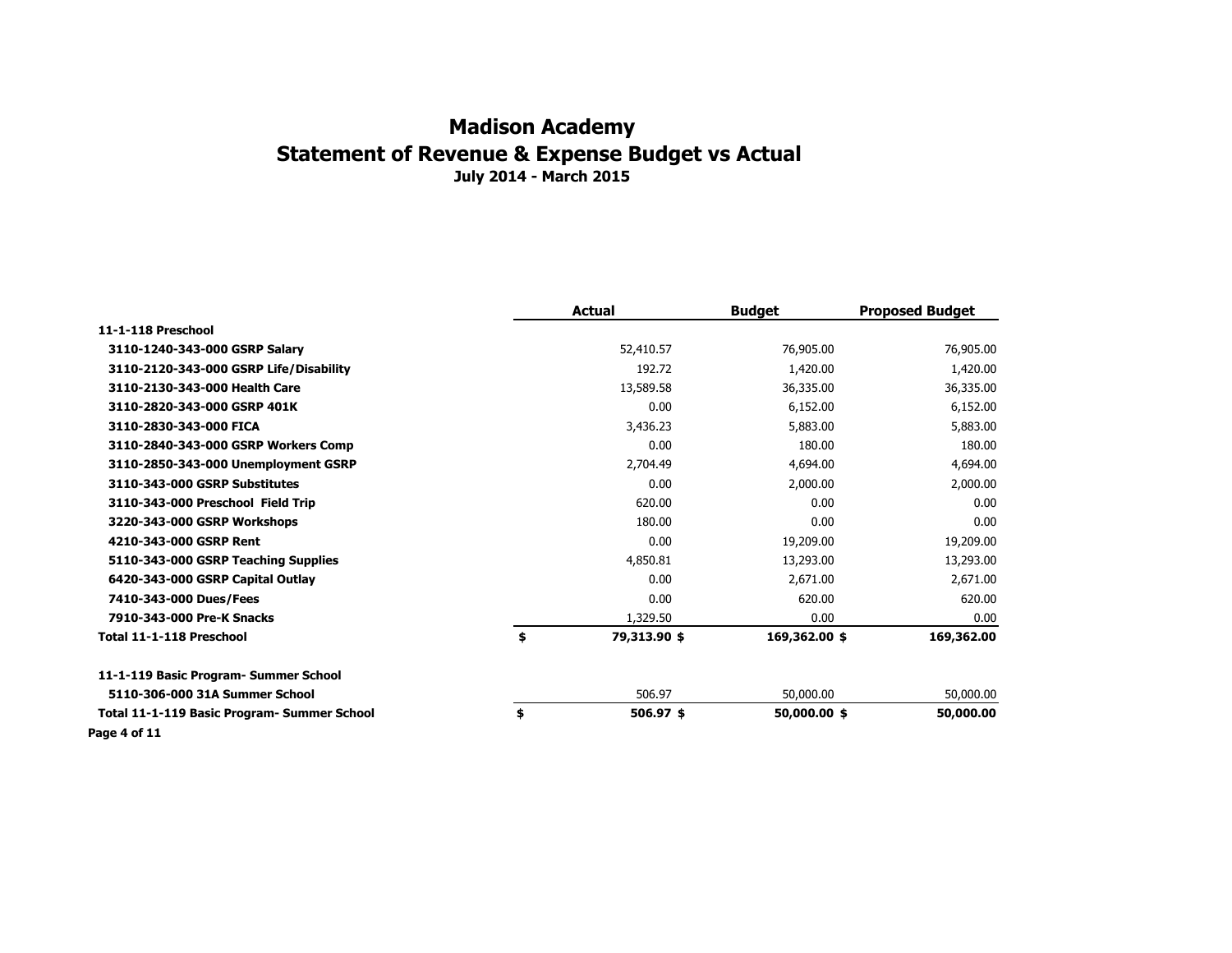# Madison Academy
## Statement of Revenue & Expense Budget vs Actual
### July 2014 - March 2015

| | Actual | Budget | Proposed Budget |
|---|---|---|---|
| **11-1-118 Preschool** | | | |
| **3110-1240-343-000 GSRP Salary** | 52,410.57 | 76,905.00 | 76,905.00 |
| **3110-2120-343-000 GSRP Life/Disability** | 192.72 | 1,420.00 | 1,420.00 |
| **3110-2130-343-000 Health Care** | 13,589.58 | 36,335.00 | 36,335.00 |
| **3110-2820-343-000 GSRP 401K** | 0.00 | 6,152.00 | 6,152.00 |
| **3110-2830-343-000 FICA** | 3,436.23 | 5,883.00 | 5,883.00 |
| **3110-2840-343-000 GSRP Workers Comp** | 0.00 | 180.00 | 180.00 |
| **3110-2850-343-000 Unemployment GSRP** | 2,704.49 | 4,694.00 | 4,694.00 |
| **3110-343-000 GSRP Substitutes** | 0.00 | 2,000.00 | 2,000.00 |
| **3110-343-000 Preschool Field Trip** | 620.00 | 0.00 | 0.00 |
| **3220-343-000 GSRP Workshops** | 180.00 | 0.00 | 0.00 |
| **4210-343-000 GSRP Rent** | 0.00 | 19,209.00 | 19,209.00 |
| **5110-343-000 GSRP Teaching Supplies** | 4,850.81 | 13,293.00 | 13,293.00 |
| **6420-343-000 GSRP Capital Outlay** | 0.00 | 2,671.00 | 2,671.00 |
| **7410-343-000 Dues/Fees** | 0.00 | 620.00 | 620.00 |
| **7910-343-000 Pre-K Snacks** | 1,329.50 | 0.00 | 0.00 |
| **Total 11-1-118 Preschool** | **$ 79,313.90** | **$ 169,362.00** | **$ 169,362.00** |
| **11-1-119 Basic Program- Summer School** | | | |
| **5110-306-000 31A Summer School** | 506.97 | 50,000.00 | 50,000.00 |
| **Total 11-1-119 Basic Program- Summer School** | **$ 506.97** | **$ 50,000.00** | **$ 50,000.00** |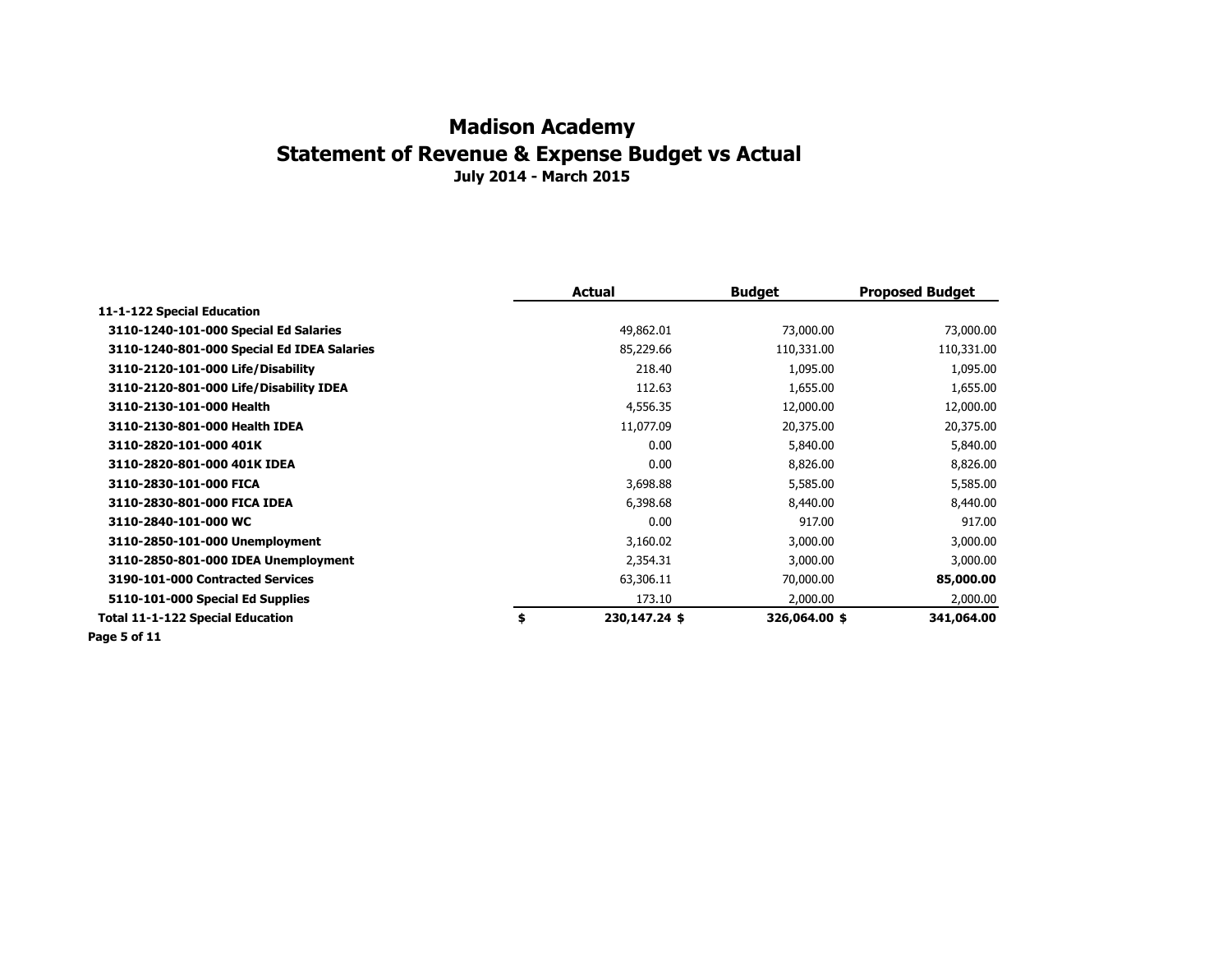# Madison Academy
## Statement of Revenue & Expense Budget vs Actual
### July 2014 - March 2015

| | Actual | Budget | Proposed Budget |
|---|---|---|---|
| **11-1-122 Special Education** | | | |
| **3110-1240-101-000 Special Ed Salaries** | 49,862.01 | 73,000.00 | 73,000.00 |
| **3110-1240-801-000 Special Ed IDEA Salaries** | 85,229.66 | 110,331.00 | 110,331.00 |
| **3110-2120-101-000 Life/Disability** | 218.40 | 1,095.00 | 1,095.00 |
| **3110-2120-801-000 Life/Disability IDEA** | 112.63 | 1,655.00 | 1,655.00 |
| **3110-2130-101-000 Health** | 4,556.35 | 12,000.00 | 12,000.00 |
| **3110-2130-801-000 Health IDEA** | 11,077.09 | 20,375.00 | 20,375.00 |
| **3110-2820-101-000 401K** | 0.00 | 5,840.00 | 5,840.00 |
| **3110-2820-801-000 401K IDEA** | 0.00 | 8,826.00 | 8,826.00 |
| **3110-2830-101-000 FICA** | 3,698.88 | 5,585.00 | 5,585.00 |
| **3110-2830-801-000 FICA IDEA** | 6,398.68 | 8,440.00 | 8,440.00 |
| **3110-2840-101-000 WC** | 0.00 | 917.00 | 917.00 |
| **3110-2850-101-000 Unemployment** | 3,160.02 | 3,000.00 | 3,000.00 |
| **3110-2850-801-000 IDEA Unemployment** | 2,354.31 | 3,000.00 | 3,000.00 |
| **3190-101-000 Contracted Services** | 63,306.11 | 70,000.00 | **85,000.00** |
| **5110-101-000 Special Ed Supplies** | 173.10 | 2,000.00 | 2,000.00 |
| **Total 11-1-122 Special Education** | **$ 230,147.24** | **$ 326,064.00** | **$ 341,064.00** |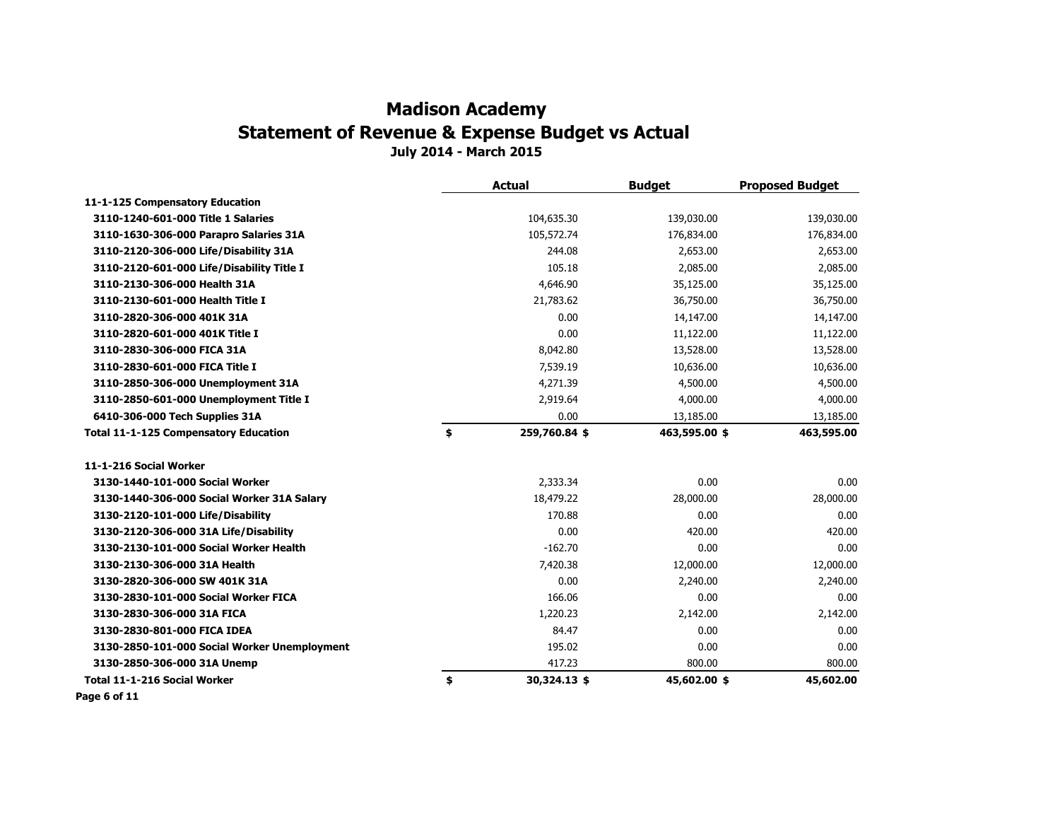# Madison Academy
## Statement of Revenue & Expense Budget vs Actual
### July 2014 - March 2015

| | Actual | Budget | Proposed Budget |
|---|---|---|---|
| **11-1-125 Compensatory Education** | | | |
| **3110-1240-601-000 Title 1 Salaries** | 104,635.30 | 139,030.00 | 139,030.00 |
| **3110-1630-306-000 Parapro Salaries 31A** | 105,572.74 | 176,834.00 | 176,834.00 |
| **3110-2120-306-000 Life/Disability 31A** | 244.08 | 2,653.00 | 2,653.00 |
| **3110-2120-601-000 Life/Disability Title I** | 105.18 | 2,085.00 | 2,085.00 |
| **3110-2130-306-000 Health 31A** | 4,646.90 | 35,125.00 | 35,125.00 |
| **3110-2130-601-000 Health Title I** | 21,783.62 | 36,750.00 | 36,750.00 |
| **3110-2820-306-000 401K 31A** | 0.00 | 14,147.00 | 14,147.00 |
| **3110-2820-601-000 401K Title I** | 0.00 | 11,122.00 | 11,122.00 |
| **3110-2830-306-000 FICA 31A** | 8,042.80 | 13,528.00 | 13,528.00 |
| **3110-2830-601-000 FICA Title I** | 7,539.19 | 10,636.00 | 10,636.00 |
| **3110-2850-306-000 Unemployment 31A** | 4,271.39 | 4,500.00 | 4,500.00 |
| **3110-2850-601-000 Unemployment Title I** | 2,919.64 | 4,000.00 | 4,000.00 |
| **6410-306-000 Tech Supplies 31A** | 0.00 | 13,185.00 | 13,185.00 |
| **Total 11-1-125 Compensatory Education** | **$ 259,760.84** | **$ 463,595.00** | **$ 463,595.00** |
| | | | |
| **11-1-216 Social Worker** | | | |
| **3130-1440-101-000 Social Worker** | 2,333.34 | 0.00 | 0.00 |
| **3130-1440-306-000 Social Worker 31A Salary** | 18,479.22 | 28,000.00 | 28,000.00 |
| **3130-2120-101-000 Life/Disability** | 170.88 | 0.00 | 0.00 |
| **3130-2120-306-000 31A Life/Disability** | 0.00 | 420.00 | 420.00 |
| **3130-2130-101-000 Social Worker Health** | -162.70 | 0.00 | 0.00 |
| **3130-2130-306-000 31A Health** | 7,420.38 | 12,000.00 | 12,000.00 |
| **3130-2820-306-000 SW 401K 31A** | 0.00 | 2,240.00 | 2,240.00 |
| **3130-2830-101-000 Social Worker FICA** | 166.06 | 0.00 | 0.00 |
| **3130-2830-306-000 31A FICA** | 1,220.23 | 2,142.00 | 2,142.00 |
| **3130-2830-801-000 FICA IDEA** | 84.47 | 0.00 | 0.00 |
| **3130-2850-101-000 Social Worker Unemployment** | 195.02 | 0.00 | 0.00 |
| **3130-2850-306-000 31A Unemp** | 417.23 | 800.00 | 800.00 |
| **Total 11-1-216 Social Worker** | **$ 30,324.13** | **$ 45,602.00** | **$ 45,602.00** |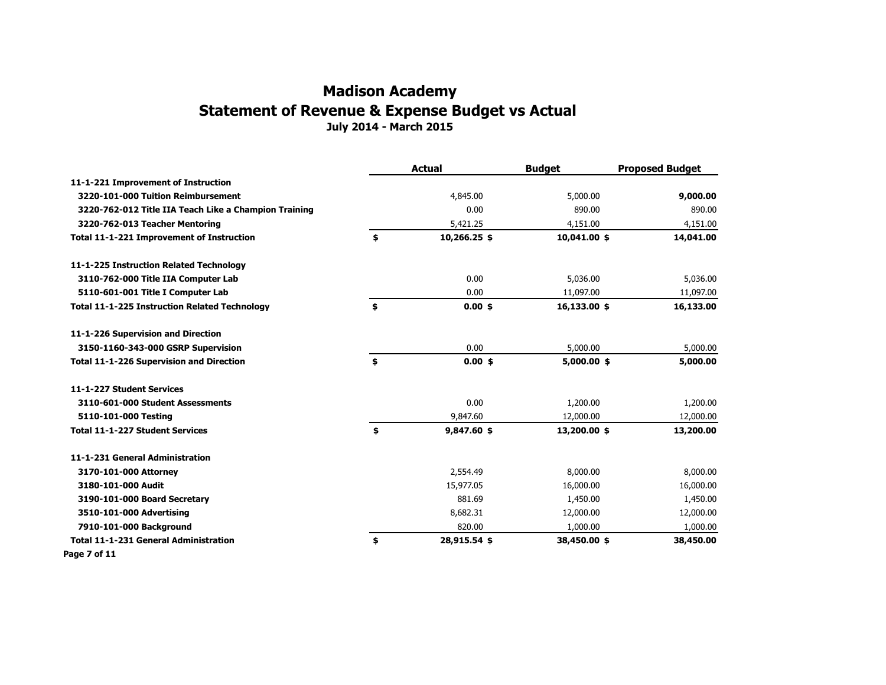# Madison Academy
## Statement of Revenue & Expense Budget vs Actual
### July 2014 - March 2015

| | Actual | Budget | Proposed Budget |
|---|---|---|---|
| **11-1-221 Improvement of Instruction** | | | |
| **3220-101-000 Tuition Reimbursement** | 4,845.00 | 5,000.00 | **9,000.00** |
| **3220-762-012 Title IIA Teach Like a Champion Training** | 0.00 | 890.00 | 890.00 |
| **3220-762-013 Teacher Mentoring** | 5,421.25 | 4,151.00 | 4,151.00 |
| **Total 11-1-221 Improvement of Instruction** | **$ 10,266.25** | **$ 10,041.00** | **$ 14,041.00** |
| **11-1-225 Instruction Related Technology** | | | |
| **3110-762-000 Title IIA Computer Lab** | 0.00 | 5,036.00 | 5,036.00 |
| **5110-601-001 Title I Computer Lab** | 0.00 | 11,097.00 | 11,097.00 |
| **Total 11-1-225 Instruction Related Technology** | **$ 0.00** | **$ 16,133.00** | **$ 16,133.00** |
| **11-1-226 Supervision and Direction** | | | |
| **3150-1160-343-000 GSRP Supervision** | 0.00 | 5,000.00 | 5,000.00 |
| **Total 11-1-226 Supervision and Direction** | **$ 0.00** | **$ 5,000.00** | **$ 5,000.00** |
| **11-1-227 Student Services** | | | |
| **3110-601-000 Student Assessments** | 0.00 | 1,200.00 | 1,200.00 |
| **5110-101-000 Testing** | 9,847.60 | 12,000.00 | 12,000.00 |
| **Total 11-1-227 Student Services** | **$ 9,847.60** | **$ 13,200.00** | **$ 13,200.00** |
| **11-1-231 General Administration** | | | |
| **3170-101-000 Attorney** | 2,554.49 | 8,000.00 | 8,000.00 |
| **3180-101-000 Audit** | 15,977.05 | 16,000.00 | 16,000.00 |
| **3190-101-000 Board Secretary** | 881.69 | 1,450.00 | 1,450.00 |
| **3510-101-000 Advertising** | 8,682.31 | 12,000.00 | 12,000.00 |
| **7910-101-000 Background** | 820.00 | 1,000.00 | 1,000.00 |
| **Total 11-1-231 General Administration** | **$ 28,915.54** | **$ 38,450.00** | **$ 38,450.00** |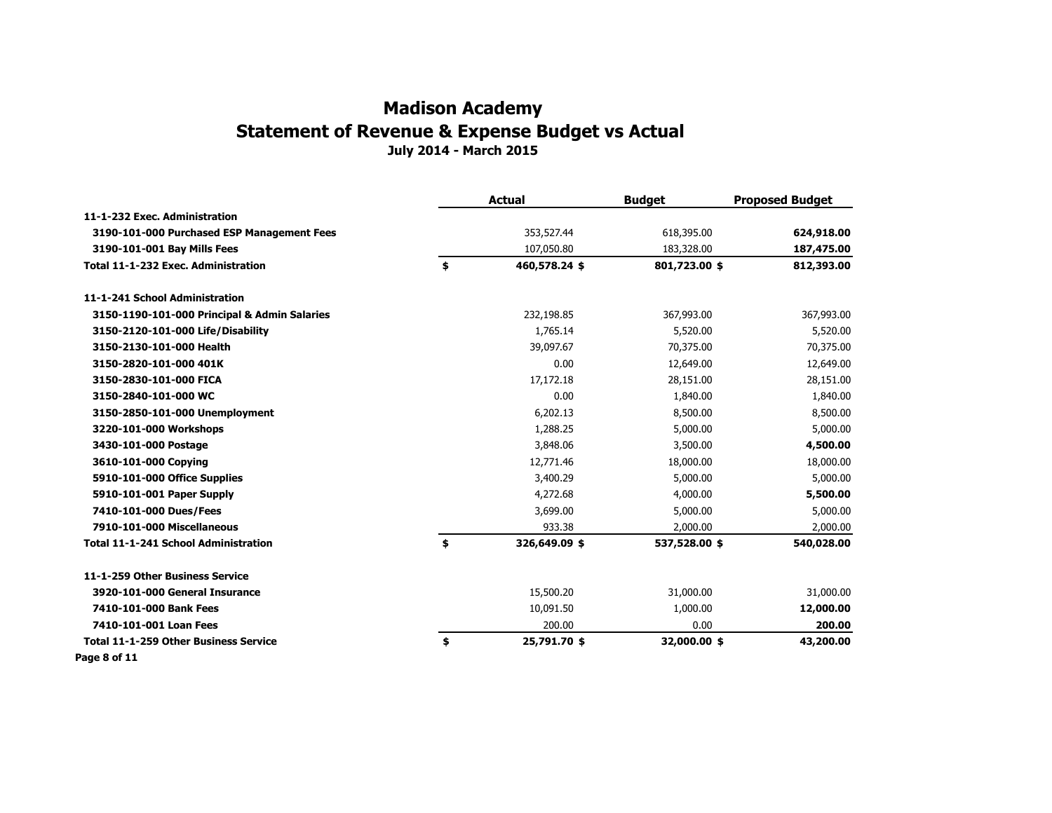# Madison Academy
## Statement of Revenue & Expense Budget vs Actual
### July 2014 - March 2015

| | Actual | Budget | Proposed Budget |
|---|---|---|---|
| **11-1-232 Exec. Administration** | | | |
| **3190-101-000 Purchased ESP Management Fees** | 353,527.44 | 618,395.00 | **624,918.00** |
| **3190-101-001 Bay Mills Fees** | 107,050.80 | 183,328.00 | **187,475.00** |
| **Total 11-1-232 Exec. Administration** | **$ 460,578.24** | **$ 801,723.00** | **$ 812,393.00** |
| | | | |
| **11-1-241 School Administration** | | | |
| **3150-1190-101-000 Principal & Admin Salaries** | 232,198.85 | 367,993.00 | 367,993.00 |
| **3150-2120-101-000 Life/Disability** | 1,765.14 | 5,520.00 | 5,520.00 |
| **3150-2130-101-000 Health** | 39,097.67 | 70,375.00 | 70,375.00 |
| **3150-2820-101-000 401K** | 0.00 | 12,649.00 | 12,649.00 |
| **3150-2830-101-000 FICA** | 17,172.18 | 28,151.00 | 28,151.00 |
| **3150-2840-101-000 WC** | 0.00 | 1,840.00 | 1,840.00 |
| **3150-2850-101-000 Unemployment** | 6,202.13 | 8,500.00 | 8,500.00 |
| **3220-101-000 Workshops** | 1,288.25 | 5,000.00 | 5,000.00 |
| **3430-101-000 Postage** | 3,848.06 | 3,500.00 | **4,500.00** |
| **3610-101-000 Copying** | 12,771.46 | 18,000.00 | 18,000.00 |
| **5910-101-000 Office Supplies** | 3,400.29 | 5,000.00 | 5,000.00 |
| **5910-101-001 Paper Supply** | 4,272.68 | 4,000.00 | **5,500.00** |
| **7410-101-000 Dues/Fees** | 3,699.00 | 5,000.00 | 5,000.00 |
| **7910-101-000 Miscellaneous** | 933.38 | 2,000.00 | 2,000.00 |
| **Total 11-1-241 School Administration** | **$ 326,649.09** | **$ 537,528.00** | **$ 540,028.00** |
| | | | |
| **11-1-259 Other Business Service** | | | |
| **3920-101-000 General Insurance** | 15,500.20 | 31,000.00 | 31,000.00 |
| **7410-101-000 Bank Fees** | 10,091.50 | 1,000.00 | **12,000.00** |
| **7410-101-001 Loan Fees** | 200.00 | 0.00 | **200.00** |
| **Total 11-1-259 Other Business Service** | **$ 25,791.70** | **$ 32,000.00** | **$ 43,200.00** |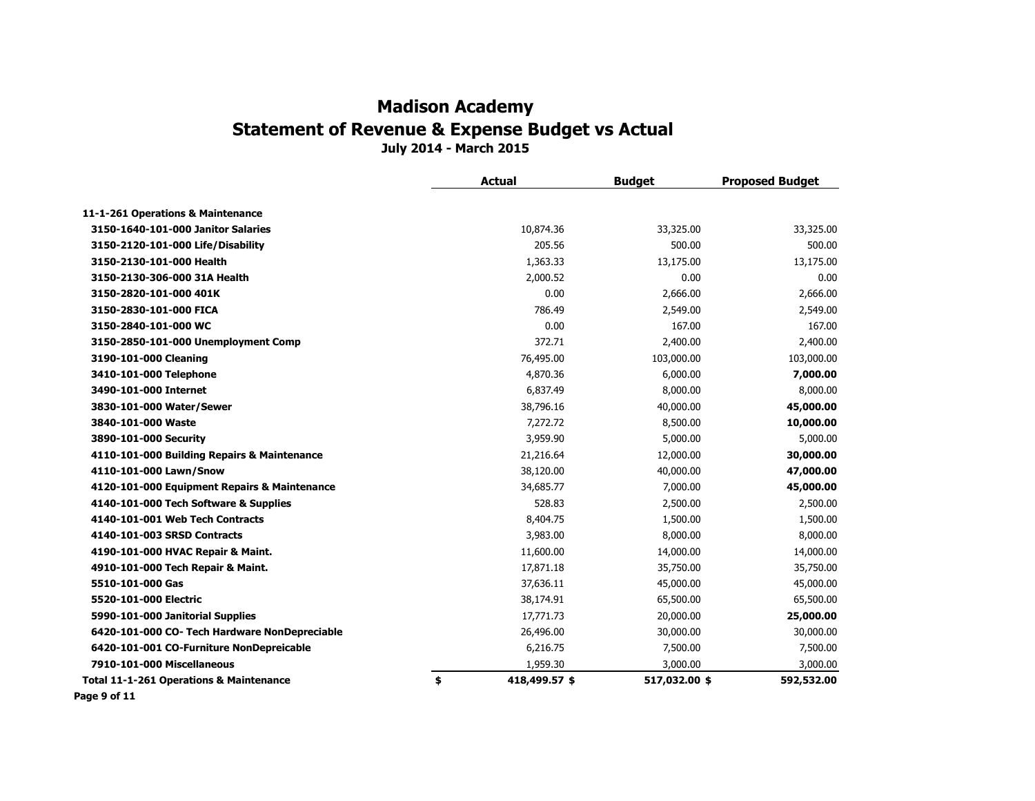# Madison Academy

## Statement of Revenue & Expense Budget vs Actual

### July 2014 - March 2015

| | Actual | Budget | Proposed Budget |
|---|---|---|---|
| **11-1-261 Operations & Maintenance** | | | |
| **3150-1640-101-000 Janitor Salaries** | 10,874.36 | 33,325.00 | 33,325.00 |
| **3150-2120-101-000 Life/Disability** | 205.56 | 500.00 | 500.00 |
| **3150-2130-101-000 Health** | 1,363.33 | 13,175.00 | 13,175.00 |
| **3150-2130-306-000 31A Health** | 2,000.52 | 0.00 | 0.00 |
| **3150-2820-101-000 401K** | 0.00 | 2,666.00 | 2,666.00 |
| **3150-2830-101-000 FICA** | 786.49 | 2,549.00 | 2,549.00 |
| **3150-2840-101-000 WC** | 0.00 | 167.00 | 167.00 |
| **3150-2850-101-000 Unemployment Comp** | 372.71 | 2,400.00 | 2,400.00 |
| **3190-101-000 Cleaning** | 76,495.00 | 103,000.00 | 103,000.00 |
| **3410-101-000 Telephone** | 4,870.36 | 6,000.00 | **7,000.00** |
| **3490-101-000 Internet** | 6,837.49 | 8,000.00 | 8,000.00 |
| **3830-101-000 Water/Sewer** | 38,796.16 | 40,000.00 | **45,000.00** |
| **3840-101-000 Waste** | 7,272.72 | 8,500.00 | **10,000.00** |
| **3890-101-000 Security** | 3,959.90 | 5,000.00 | 5,000.00 |
| **4110-101-000 Building Repairs & Maintenance** | 21,216.64 | 12,000.00 | **30,000.00** |
| **4110-101-000 Lawn/Snow** | 38,120.00 | 40,000.00 | **47,000.00** |
| **4120-101-000 Equipment Repairs & Maintenance** | 34,685.77 | 7,000.00 | **45,000.00** |
| **4140-101-000 Tech Software & Supplies** | 528.83 | 2,500.00 | 2,500.00 |
| **4140-101-001 Web Tech Contracts** | 8,404.75 | 1,500.00 | 1,500.00 |
| **4140-101-003 SRSD Contracts** | 3,983.00 | 8,000.00 | 8,000.00 |
| **4190-101-000 HVAC Repair & Maint.** | 11,600.00 | 14,000.00 | 14,000.00 |
| **4910-101-000 Tech Repair & Maint.** | 17,871.18 | 35,750.00 | 35,750.00 |
| **5510-101-000 Gas** | 37,636.11 | 45,000.00 | 45,000.00 |
| **5520-101-000 Electric** | 38,174.91 | 65,500.00 | 65,500.00 |
| **5990-101-000 Janitorial Supplies** | 17,771.73 | 20,000.00 | **25,000.00** |
| **6420-101-000 CO- Tech Hardware NonDepreciable** | 26,496.00 | 30,000.00 | 30,000.00 |
| **6420-101-001 CO-Furniture NonDepreicable** | 6,216.75 | 7,500.00 | 7,500.00 |
| **7910-101-000 Miscellaneous** | 1,959.30 | 3,000.00 | 3,000.00 |
| **Total 11-1-261 Operations & Maintenance** | **$ 418,499.57** | **$ 517,032.00** | **$ 592,532.00** |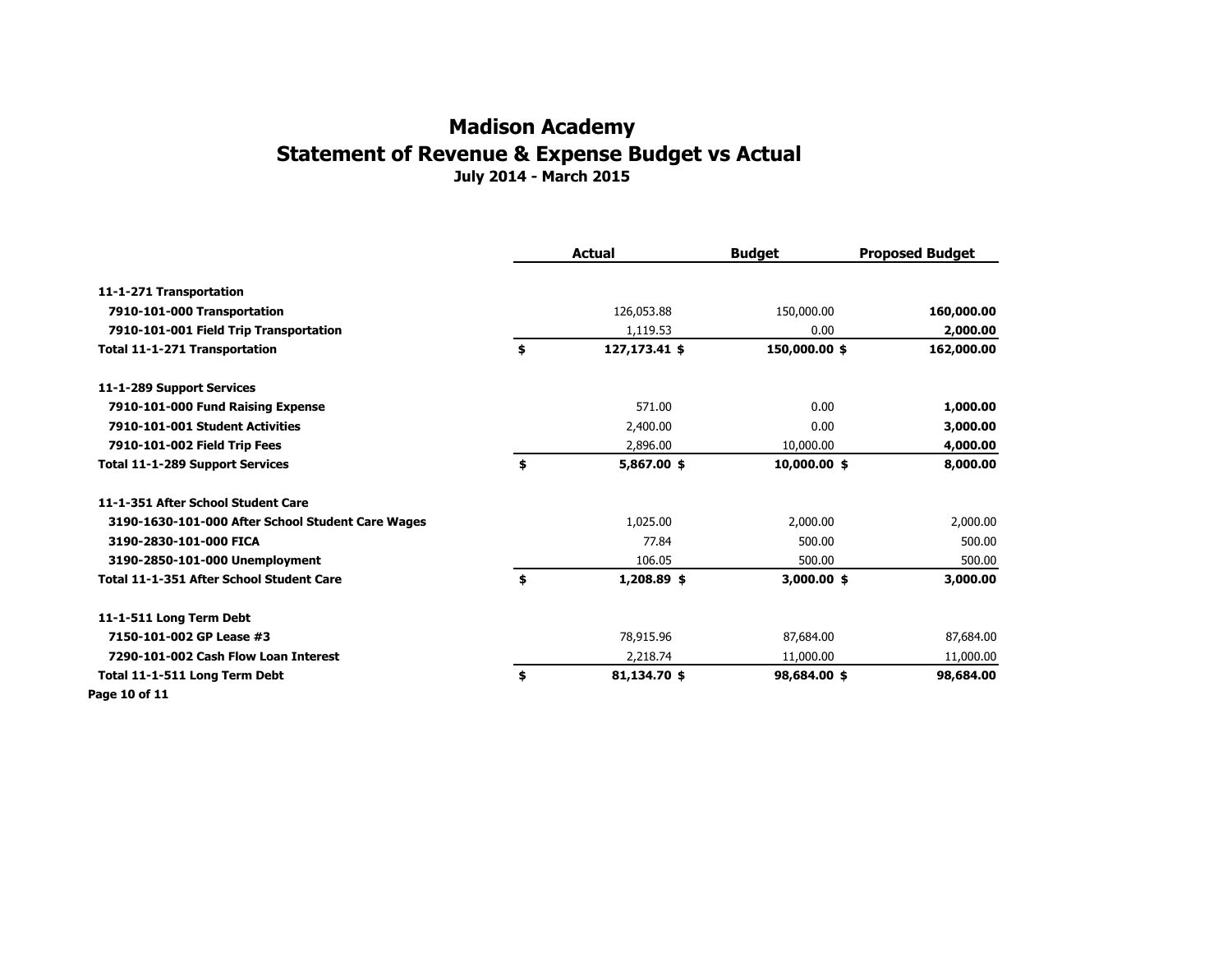# Madison Academy
## Statement of Revenue & Expense Budget vs Actual
### July 2014 - March 2015

| | Actual | Budget | Proposed Budget |
|---|---|---|---|
| **11-1-271 Transportation** | | | |
| **7910-101-000 Transportation** | 126,053.88 | 150,000.00 | **160,000.00** |
| **7910-101-001 Field Trip Transportation** | 1,119.53 | 0.00 | **2,000.00** |
| **Total 11-1-271 Transportation** | **$ 127,173.41** | **$ 150,000.00** | **$ 162,000.00** |
| **11-1-289 Support Services** | | | |
| **7910-101-000 Fund Raising Expense** | 571.00 | 0.00 | **1,000.00** |
| **7910-101-001 Student Activities** | 2,400.00 | 0.00 | **3,000.00** |
| **7910-101-002 Field Trip Fees** | 2,896.00 | 10,000.00 | **4,000.00** |
| **Total 11-1-289 Support Services** | **$ 5,867.00** | **$ 10,000.00** | **$ 8,000.00** |
| **11-1-351 After School Student Care** | | | |
| **3190-1630-101-000 After School Student Care Wages** | 1,025.00 | 2,000.00 | 2,000.00 |
| **3190-2830-101-000 FICA** | 77.84 | 500.00 | 500.00 |
| **3190-2850-101-000 Unemployment** | 106.05 | 500.00 | 500.00 |
| **Total 11-1-351 After School Student Care** | **$ 1,208.89** | **$ 3,000.00** | **$ 3,000.00** |
| **11-1-511 Long Term Debt** | | | |
| **7150-101-002 GP Lease #3** | 78,915.96 | 87,684.00 | 87,684.00 |
| **7290-101-002 Cash Flow Loan Interest** | 2,218.74 | 11,000.00 | 11,000.00 |
| **Total 11-1-511 Long Term Debt** | **$ 81,134.70** | **$ 98,684.00** | **$ 98,684.00** |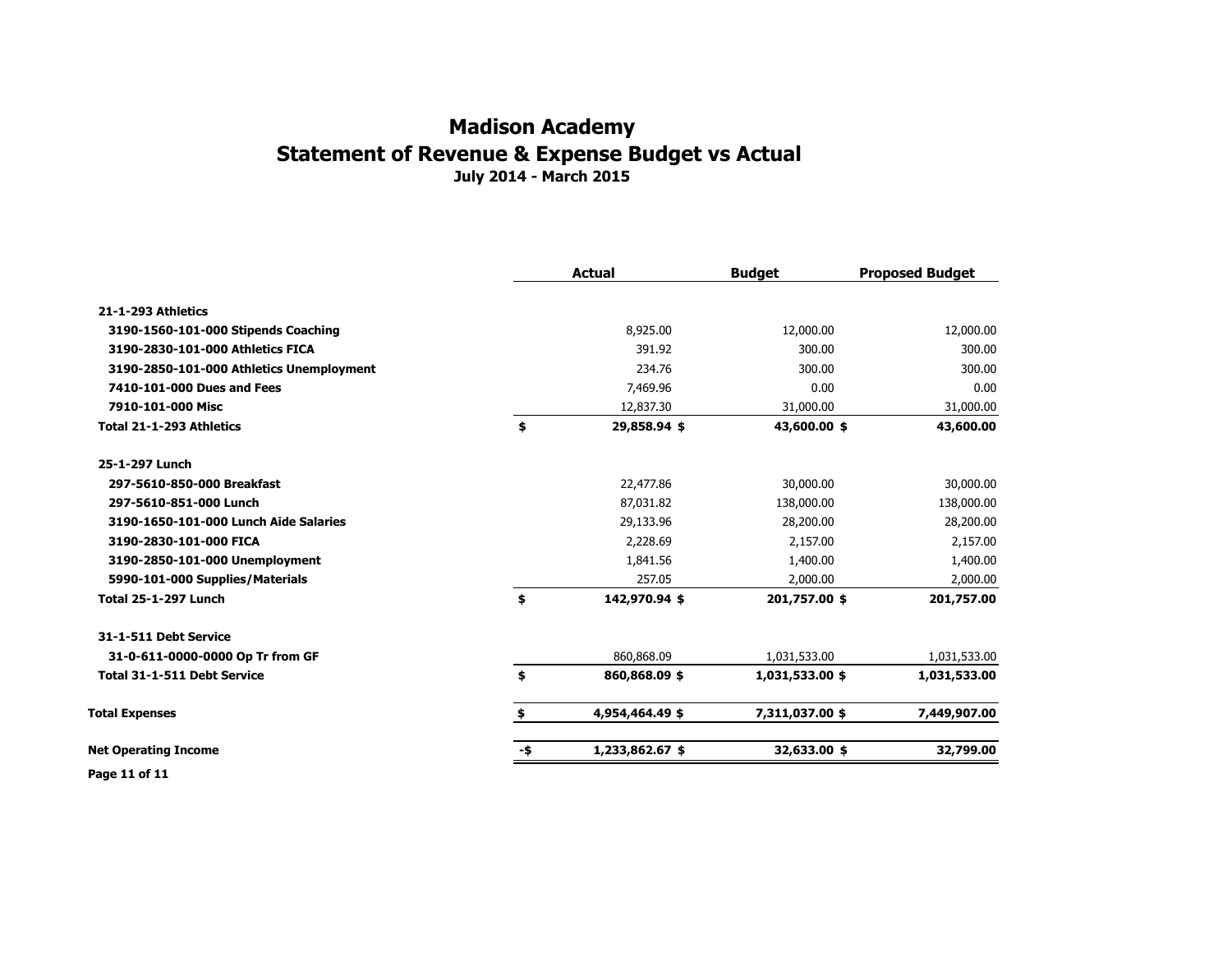# Madison Academy
## Statement of Revenue & Expense Budget vs Actual
### July 2014 - March 2015

| | Actual | Budget | Proposed Budget |
|---|---|---|---|
| **21-1-293 Athletics** | | | |
| **3190-1560-101-000 Stipends Coaching** | 8,925.00 | 12,000.00 | 12,000.00 |
| **3190-2830-101-000 Athletics FICA** | 391.92 | 300.00 | 300.00 |
| **3190-2850-101-000 Athletics Unemployment** | 234.76 | 300.00 | 300.00 |
| **7410-101-000 Dues and Fees** | 7,469.96 | 0.00 | 0.00 |
| **7910-101-000 Misc** | 12,837.30 | 31,000.00 | 31,000.00 |
| **Total 21-1-293 Athletics** | **$ 29,858.94** | **$ 43,600.00** | **$ 43,600.00** |
| **25-1-297 Lunch** | | | |
| **297-5610-850-000 Breakfast** | 22,477.86 | 30,000.00 | 30,000.00 |
| **297-5610-851-000 Lunch** | 87,031.82 | 138,000.00 | 138,000.00 |
| **3190-1650-101-000 Lunch Aide Salaries** | 29,133.96 | 28,200.00 | 28,200.00 |
| **3190-2830-101-000 FICA** | 2,228.69 | 2,157.00 | 2,157.00 |
| **3190-2850-101-000 Unemployment** | 1,841.56 | 1,400.00 | 1,400.00 |
| **5990-101-000 Supplies/Materials** | 257.05 | 2,000.00 | 2,000.00 |
| **Total 25-1-297 Lunch** | **$ 142,970.94** | **$ 201,757.00** | **$ 201,757.00** |
| **31-1-511 Debt Service** | | | |
| **31-0-611-0000-0000 Op Tr from GF** | 860,868.09 | 1,031,533.00 | 1,031,533.00 |
| **Total 31-1-511 Debt Service** | **$ 860,868.09** | **$ 1,031,533.00** | **$ 1,031,533.00** |
| **Total Expenses** | **$ 4,954,464.49** | **$ 7,311,037.00** | **$ 7,449,907.00** |
| **Net Operating Income** | **-$ 1,233,862.67** | **$ 32,633.00** | **$ 32,799.00** |